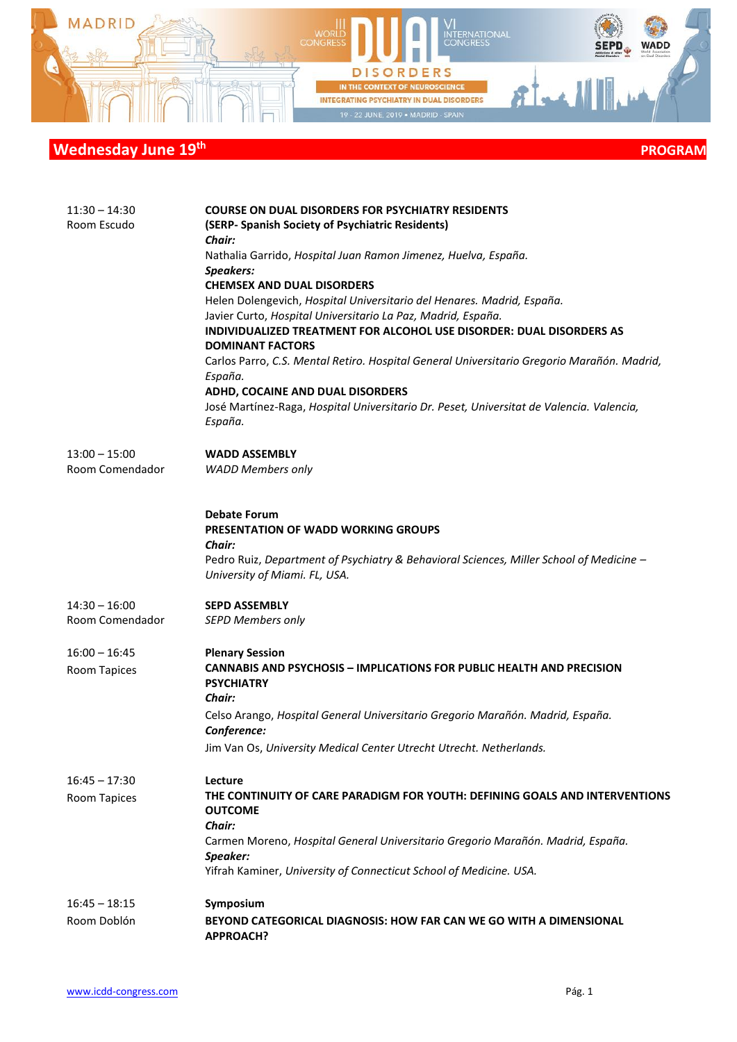## Wednesday June 19th

**PROGRAM**

11:30 – 14:30
Room Escudo

**COURSE ON DUAL DISORDERS FOR PSYCHIATRY RESIDENTS**
**(SERP- Spanish Society of Psychiatric Residents)**
***Chair:***
Nathalia Garrido, *Hospital Juan Ramon Jimenez, Huelva, España.*
***Speakers:***
**CHEMSEX AND DUAL DISORDERS**
Helen Dolengevich, *Hospital Universitario del Henares. Madrid, España.*
Javier Curto, *Hospital Universitario La Paz, Madrid, España.*
**INDIVIDUALIZED TREATMENT FOR ALCOHOL USE DISORDER: DUAL DISORDERS AS DOMINANT FACTORS**
Carlos Parro, *C.S. Mental Retiro. Hospital General Universitario Gregorio Marañón. Madrid, España.*
**ADHD, COCAINE AND DUAL DISORDERS**
José Martínez-Raga, *Hospital Universitario Dr. Peset, Universitat de Valencia. Valencia, España.*

13:00 – 15:00
Room Comendador

**WADD ASSEMBLY**
*WADD Members only*

**Debate Forum**
**PRESENTATION OF WADD WORKING GROUPS**
***Chair:***
Pedro Ruiz, *Department of Psychiatry & Behavioral Sciences, Miller School of Medicine – University of Miami. FL, USA.*

14:30 – 16:00
Room Comendador

**SEPD ASSEMBLY**
*SEPD Members only*

16:00 – 16:45
Room Tapices

**Plenary Session**
**CANNABIS AND PSYCHOSIS – IMPLICATIONS FOR PUBLIC HEALTH AND PRECISION PSYCHIATRY**
***Chair:***
Celso Arango, *Hospital General Universitario Gregorio Marañón. Madrid, España.*
***Conference:***
Jim Van Os, *University Medical Center Utrecht Utrecht. Netherlands.*

16:45 – 17:30
Room Tapices

**Lecture**
**THE CONTINUITY OF CARE PARADIGM FOR YOUTH: DEFINING GOALS AND INTERVENTIONS OUTCOME**
***Chair:***
Carmen Moreno, *Hospital General Universitario Gregorio Marañón. Madrid, España.*
***Speaker:***
Yifrah Kaminer, *University of Connecticut School of Medicine. USA.*

16:45 – 18:15
Room Doblón

**Symposium**
**BEYOND CATEGORICAL DIAGNOSIS: HOW FAR CAN WE GO WITH A DIMENSIONAL APPROACH?**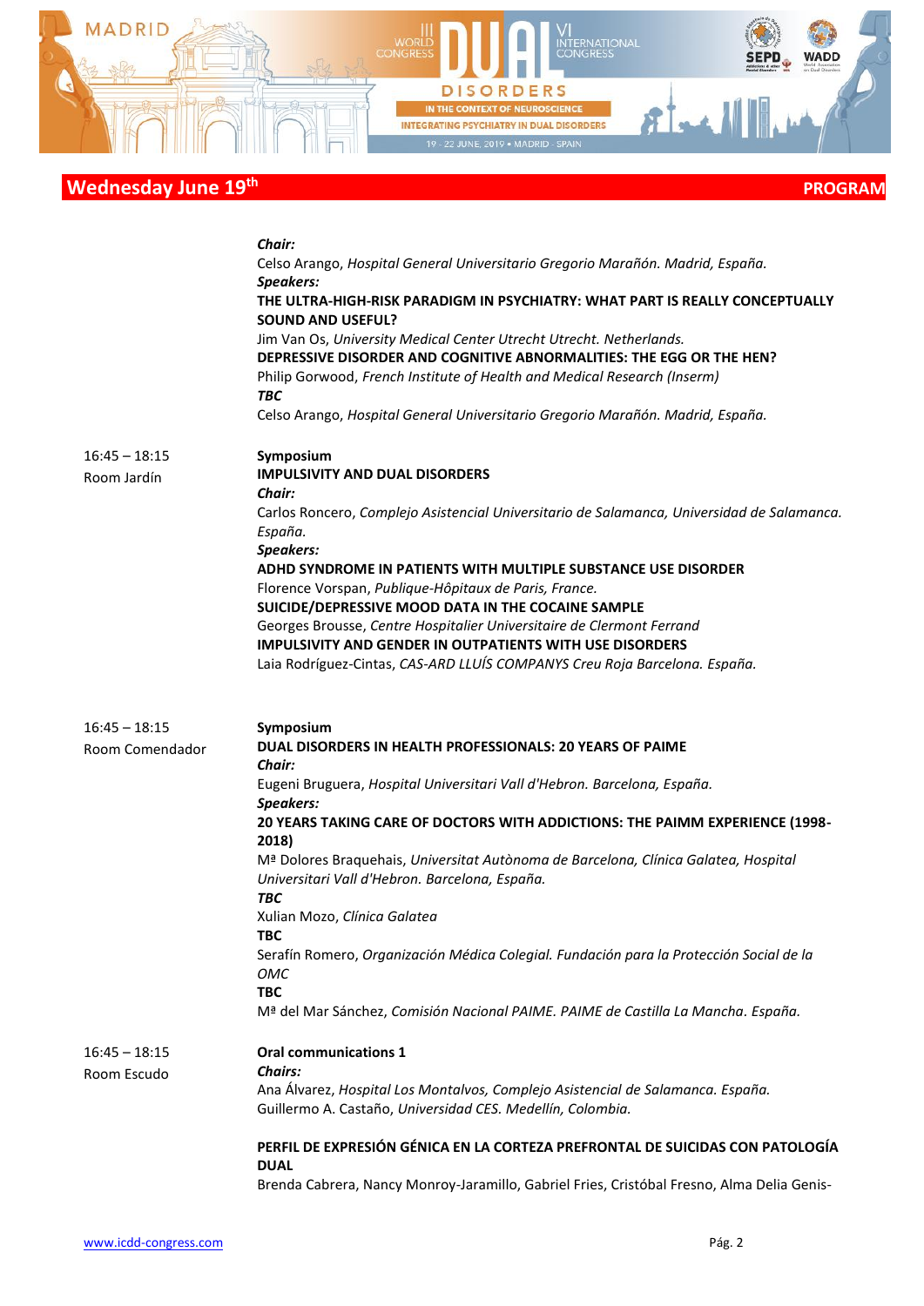## Wednesday June 19th

**PROGRAM**

***Chair:***
Celso Arango, *Hospital General Universitario Gregorio Marañón. Madrid, España.*
***Speakers:***
**THE ULTRA-HIGH-RISK PARADIGM IN PSYCHIATRY: WHAT PART IS REALLY CONCEPTUALLY SOUND AND USEFUL?**
Jim Van Os, *University Medical Center Utrecht Utrecht. Netherlands.*
**DEPRESSIVE DISORDER AND COGNITIVE ABNORMALITIES: THE EGG OR THE HEN?**
Philip Gorwood, *French Institute of Health and Medical Research (Inserm)*
***TBC***
Celso Arango, *Hospital General Universitario Gregorio Marañón. Madrid, España.*

16:45 – 18:15
Room Jardín

**Symposium**
**IMPULSIVITY AND DUAL DISORDERS**
***Chair:***
Carlos Roncero, *Complejo Asistencial Universitario de Salamanca, Universidad de Salamanca. España.*
***Speakers:***
**ADHD SYNDROME IN PATIENTS WITH MULTIPLE SUBSTANCE USE DISORDER**
Florence Vorspan, *Publique-Hôpitaux de Paris, France.*
**SUICIDE/DEPRESSIVE MOOD DATA IN THE COCAINE SAMPLE**
Georges Brousse, *Centre Hospitalier Universitaire de Clermont Ferrand*
**IMPULSIVITY AND GENDER IN OUTPATIENTS WITH USE DISORDERS**
Laia Rodríguez-Cintas, *CAS-ARD LLUÍS COMPANYS Creu Roja Barcelona. España.*

16:45 – 18:15
Room Comendador

**Symposium**
**DUAL DISORDERS IN HEALTH PROFESSIONALS: 20 YEARS OF PAIME**
***Chair:***
Eugeni Bruguera, *Hospital Universitari Vall d'Hebron. Barcelona, España.*
***Speakers:***
**20 YEARS TAKING CARE OF DOCTORS WITH ADDICTIONS: THE PAIMM EXPERIENCE (1998-2018)**
Mª Dolores Braquehais, *Universitat Autònoma de Barcelona, Clínica Galatea, Hospital Universitari Vall d'Hebron. Barcelona, España.*
***TBC***
Xulian Mozo, *Clínica Galatea*
**TBC**
Serafín Romero, *Organización Médica Colegial. Fundación para la Protección Social de la OMC*
**TBC**
Mª del Mar Sánchez, *Comisión Nacional PAIME. PAIME de Castilla La Mancha. España.*

16:45 – 18:15
Room Escudo

**Oral communications 1**
***Chairs:***
Ana Álvarez, *Hospital Los Montalvos, Complejo Asistencial de Salamanca. España.*
Guillermo A. Castaño, *Universidad CES. Medellín, Colombia.*

**PERFIL DE EXPRESIÓN GÉNICA EN LA CORTEZA PREFRONTAL DE SUICIDAS CON PATOLOGÍA DUAL**
Brenda Cabrera, Nancy Monroy-Jaramillo, Gabriel Fries, Cristóbal Fresno, Alma Delia Genis-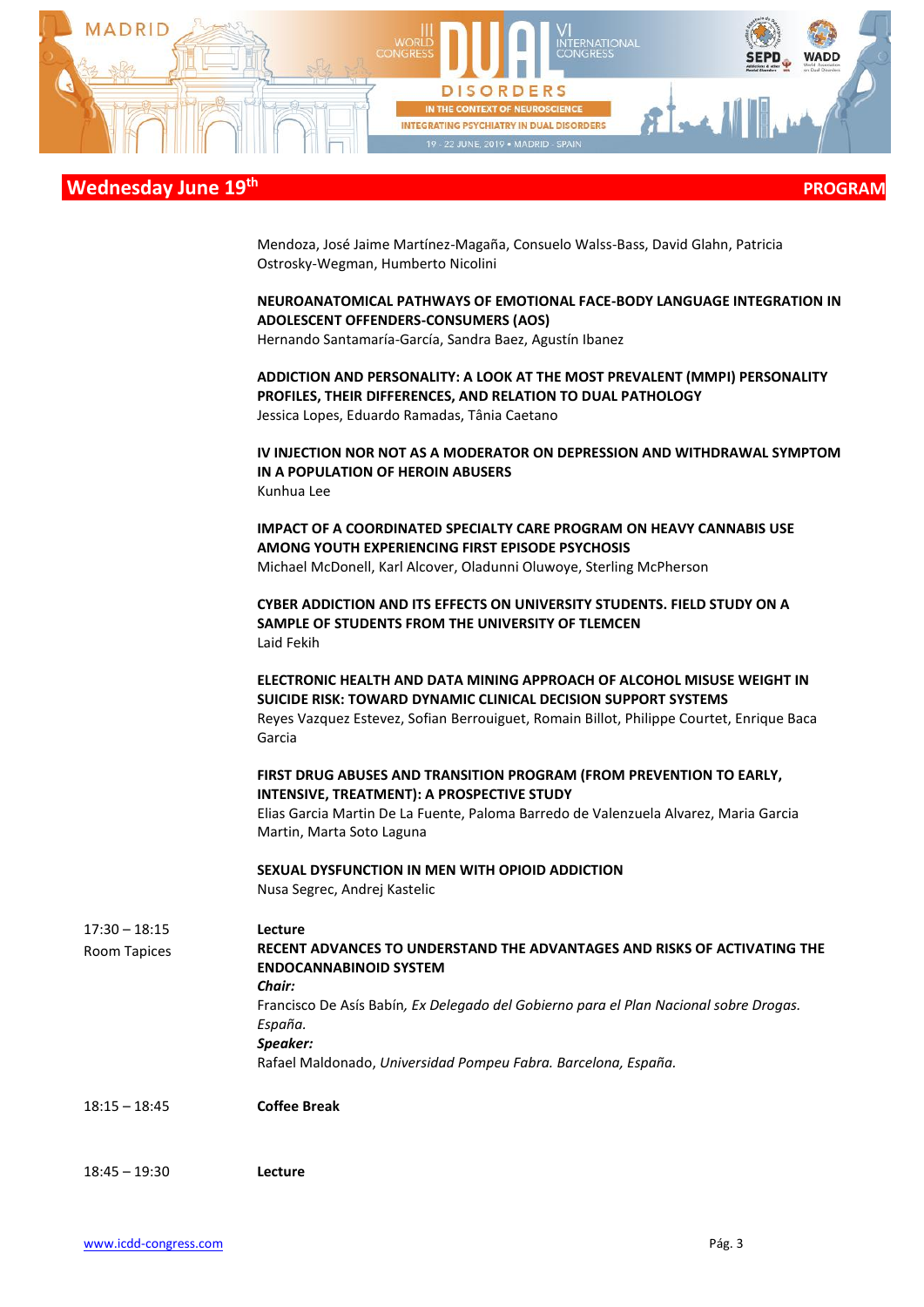## Wednesday June 19th

PROGRAM

Mendoza, José Jaime Martínez-Magaña, Consuelo Walss-Bass, David Glahn, Patricia Ostrosky-Wegman, Humberto Nicolini

**NEUROANATOMICAL PATHWAYS OF EMOTIONAL FACE-BODY LANGUAGE INTEGRATION IN ADOLESCENT OFFENDERS-CONSUMERS (AOS)**
Hernando Santamaría-García, Sandra Baez, Agustín Ibanez

**ADDICTION AND PERSONALITY: A LOOK AT THE MOST PREVALENT (MMPI) PERSONALITY PROFILES, THEIR DIFFERENCES, AND RELATION TO DUAL PATHOLOGY**
Jessica Lopes, Eduardo Ramadas, Tânia Caetano

**IV INJECTION NOR NOT AS A MODERATOR ON DEPRESSION AND WITHDRAWAL SYMPTOM IN A POPULATION OF HEROIN ABUSERS**
Kunhua Lee

**IMPACT OF A COORDINATED SPECIALTY CARE PROGRAM ON HEAVY CANNABIS USE AMONG YOUTH EXPERIENCING FIRST EPISODE PSYCHOSIS**
Michael McDonell, Karl Alcover, Oladunni Oluwoye, Sterling McPherson

**CYBER ADDICTION AND ITS EFFECTS ON UNIVERSITY STUDENTS. FIELD STUDY ON A SAMPLE OF STUDENTS FROM THE UNIVERSITY OF TLEMCEN**
Laid Fekih

**ELECTRONIC HEALTH AND DATA MINING APPROACH OF ALCOHOL MISUSE WEIGHT IN SUICIDE RISK: TOWARD DYNAMIC CLINICAL DECISION SUPPORT SYSTEMS**
Reyes Vazquez Estevez, Sofian Berrouiguet, Romain Billot, Philippe Courtet, Enrique Baca Garcia

**FIRST DRUG ABUSES AND TRANSITION PROGRAM (FROM PREVENTION TO EARLY, INTENSIVE, TREATMENT): A PROSPECTIVE STUDY**
Elias Garcia Martin De La Fuente, Paloma Barredo de Valenzuela Alvarez, Maria Garcia Martin, Marta Soto Laguna

**SEXUAL DYSFUNCTION IN MEN WITH OPIOID ADDICTION**
Nusa Segrec, Andrej Kastelic

17:30 – 18:15
Room Tapices

**Lecture**
**RECENT ADVANCES TO UNDERSTAND THE ADVANTAGES AND RISKS OF ACTIVATING THE ENDOCANNABINOID SYSTEM**
***Chair:***
Francisco De Asís Babín, *Ex Delegado del Gobierno para el Plan Nacional sobre Drogas. España.*
***Speaker:***
Rafael Maldonado, *Universidad Pompeu Fabra. Barcelona, España.*

18:15 – 18:45
**Coffee Break**

18:45 – 19:30
**Lecture**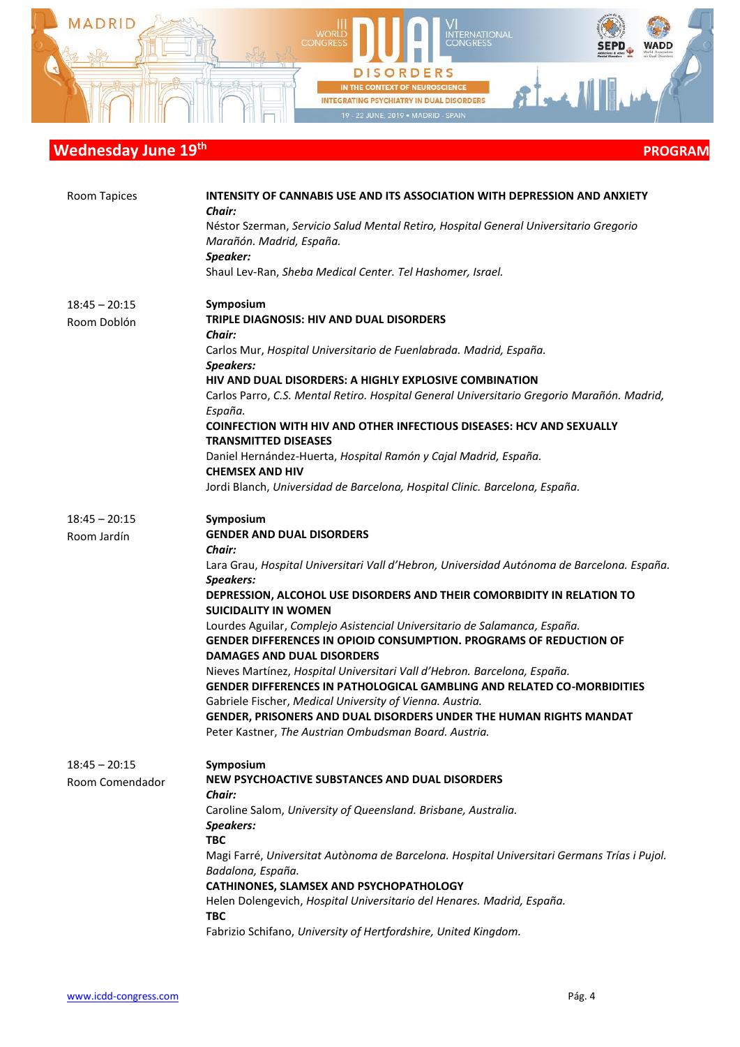## Wednesday June 19th — PROGRAM

Room Tapices

**INTENSITY OF CANNABIS USE AND ITS ASSOCIATION WITH DEPRESSION AND ANXIETY**
***Chair:***
Néstor Szerman, *Servicio Salud Mental Retiro, Hospital General Universitario Gregorio Marañón. Madrid, España.*
***Speaker:***
Shaul Lev-Ran, *Sheba Medical Center. Tel Hashomer, Israel.*

18:45 – 20:15
Room Doblón

**Symposium**
**TRIPLE DIAGNOSIS: HIV AND DUAL DISORDERS**
***Chair:***
Carlos Mur, *Hospital Universitario de Fuenlabrada. Madrid, España.*
***Speakers:***
**HIV AND DUAL DISORDERS: A HIGHLY EXPLOSIVE COMBINATION**
Carlos Parro, *C.S. Mental Retiro. Hospital General Universitario Gregorio Marañón. Madrid, España.*
**COINFECTION WITH HIV AND OTHER INFECTIOUS DISEASES: HCV AND SEXUALLY TRANSMITTED DISEASES**
Daniel Hernández-Huerta, *Hospital Ramón y Cajal Madrid, España.*
**CHEMSEX AND HIV**
Jordi Blanch, *Universidad de Barcelona, Hospital Clinic. Barcelona, España.*

18:45 – 20:15
Room Jardín

**Symposium**
**GENDER AND DUAL DISORDERS**
***Chair:***
Lara Grau, *Hospital Universitari Vall d'Hebron, Universidad Autónoma de Barcelona. España.*
***Speakers:***
**DEPRESSION, ALCOHOL USE DISORDERS AND THEIR COMORBIDITY IN RELATION TO SUICIDALITY IN WOMEN**
Lourdes Aguilar, *Complejo Asistencial Universitario de Salamanca, España.*
**GENDER DIFFERENCES IN OPIOID CONSUMPTION. PROGRAMS OF REDUCTION OF DAMAGES AND DUAL DISORDERS**
Nieves Martínez, *Hospital Universitari Vall d'Hebron. Barcelona, España.*
**GENDER DIFFERENCES IN PATHOLOGICAL GAMBLING AND RELATED CO-MORBIDITIES**
Gabriele Fischer, *Medical University of Vienna. Austria.*
**GENDER, PRISONERS AND DUAL DISORDERS UNDER THE HUMAN RIGHTS MANDAT**
Peter Kastner, *The Austrian Ombudsman Board. Austria.*

18:45 – 20:15
Room Comendador

**Symposium**
**NEW PSYCHOACTIVE SUBSTANCES AND DUAL DISORDERS**
***Chair:***
Caroline Salom, *University of Queensland. Brisbane, Australia.*
***Speakers:***
**TBC**
Magi Farré, *Universitat Autònoma de Barcelona. Hospital Universitari Germans Trías i Pujol. Badalona, España.*
**CATHINONES, SLAMSEX AND PSYCHOPATHOLOGY**
Helen Dolengevich, *Hospital Universitario del Henares. Madrid, España.*
**TBC**
Fabrizio Schifano, *University of Hertfordshire, United Kingdom.*

www.icdd-congress.com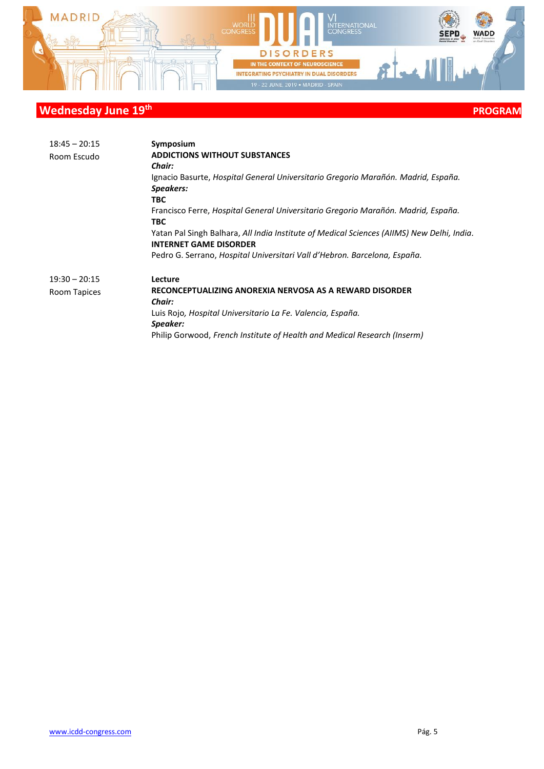## Wednesday June 19th — PROGRAM

**18:45 – 20:15**
Room Escudo

**Symposium**
**ADDICTIONS WITHOUT SUBSTANCES**
***Chair:***
Ignacio Basurte, *Hospital General Universitario Gregorio Marañón. Madrid, España.*
***Speakers:***
**TBC**
Francisco Ferre, *Hospital General Universitario Gregorio Marañón. Madrid, España.*
**TBC**
Yatan Pal Singh Balhara, *All India Institute of Medical Sciences (AIIMS) New Delhi, India*.
**INTERNET GAME DISORDER**
Pedro G. Serrano, *Hospital Universitari Vall d'Hebron. Barcelona, España.*

**19:30 – 20:15**
Room Tapices

**Lecture**
**RECONCEPTUALIZING ANOREXIA NERVOSA AS A REWARD DISORDER**
***Chair:***
Luis Rojo*, Hospital Universitario La Fe. Valencia, España.*
***Speaker:***
Philip Gorwood, *French Institute of Health and Medical Research (Inserm)*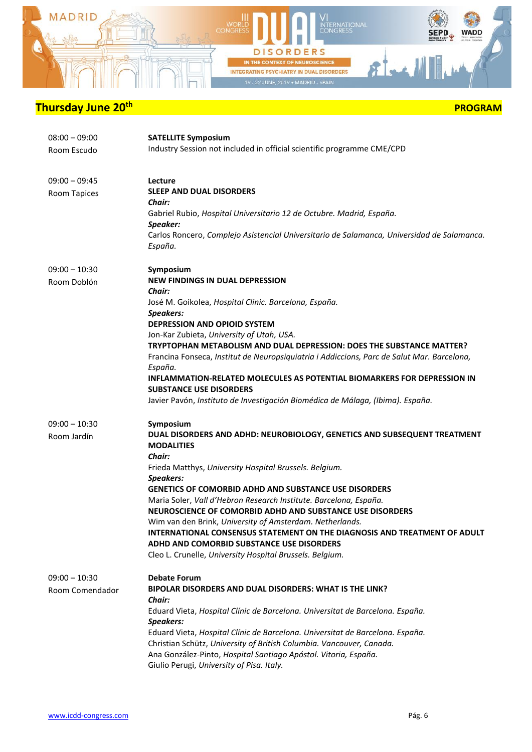## Thursday June 20th

**PROGRAM**

| | |
|---|---|
| 08:00 – 09:00<br>Room Escudo | **SATELLITE Symposium**<br>Industry Session not included in official scientific programme CME/CPD |
| 09:00 – 09:45<br>Room Tapices | **Lecture**<br>**SLEEP AND DUAL DISORDERS**<br>***Chair:***<br>Gabriel Rubio, *Hospital Universitario 12 de Octubre. Madrid, España.*<br>***Speaker:***<br>Carlos Roncero, *Complejo Asistencial Universitario de Salamanca, Universidad de Salamanca. España.* |
| 09:00 – 10:30<br>Room Doblón | **Symposium**<br>**NEW FINDINGS IN DUAL DEPRESSION**<br>***Chair:***<br>José M. Goikolea, *Hospital Clinic. Barcelona, España.*<br>***Speakers:***<br>**DEPRESSION AND OPIOID SYSTEM**<br>Jon-Kar Zubieta, *University of Utah, USA.*<br>**TRYPTOPHAN METABOLISM AND DUAL DEPRESSION: DOES THE SUBSTANCE MATTER?**<br>Francina Fonseca, *Institut de Neuropsiquiatria i Addiccions, Parc de Salut Mar. Barcelona, España.*<br>**INFLAMMATION-RELATED MOLECULES AS POTENTIAL BIOMARKERS FOR DEPRESSION IN SUBSTANCE USE DISORDERS**<br>Javier Pavón, *Instituto de Investigación Biomédica de Málaga, (Ibima). España.* |
| 09:00 – 10:30<br>Room Jardín | **Symposium**<br>**DUAL DISORDERS AND ADHD: NEUROBIOLOGY, GENETICS AND SUBSEQUENT TREATMENT MODALITIES**<br>***Chair:***<br>Frieda Matthys, *University Hospital Brussels. Belgium.*<br>***Speakers:***<br>**GENETICS OF COMORBID ADHD AND SUBSTANCE USE DISORDERS**<br>Maria Soler, *Vall d'Hebron Research Institute. Barcelona, España.*<br>**NEUROSCIENCE OF COMORBID ADHD AND SUBSTANCE USE DISORDERS**<br>Wim van den Brink, *University of Amsterdam. Netherlands.*<br>**INTERNATIONAL CONSENSUS STATEMENT ON THE DIAGNOSIS AND TREATMENT OF ADULT ADHD AND COMORBID SUBSTANCE USE DISORDERS**<br>Cleo L. Crunelle, *University Hospital Brussels. Belgium.* |
| 09:00 – 10:30<br>Room Comendador | **Debate Forum**<br>**BIPOLAR DISORDERS AND DUAL DISORDERS: WHAT IS THE LINK?**<br>***Chair:***<br>Eduard Vieta, *Hospital Clínic de Barcelona. Universitat de Barcelona. España.*<br>***Speakers:***<br>Eduard Vieta, *Hospital Clínic de Barcelona. Universitat de Barcelona. España.*<br>Christian Schütz, *University of British Columbia. Vancouver, Canada.*<br>Ana González-Pinto, *Hospital Santiago Apóstol. Vitoria, España.*<br>Giulio Perugi, *University of Pisa. Italy.* |

www.icdd-congress.com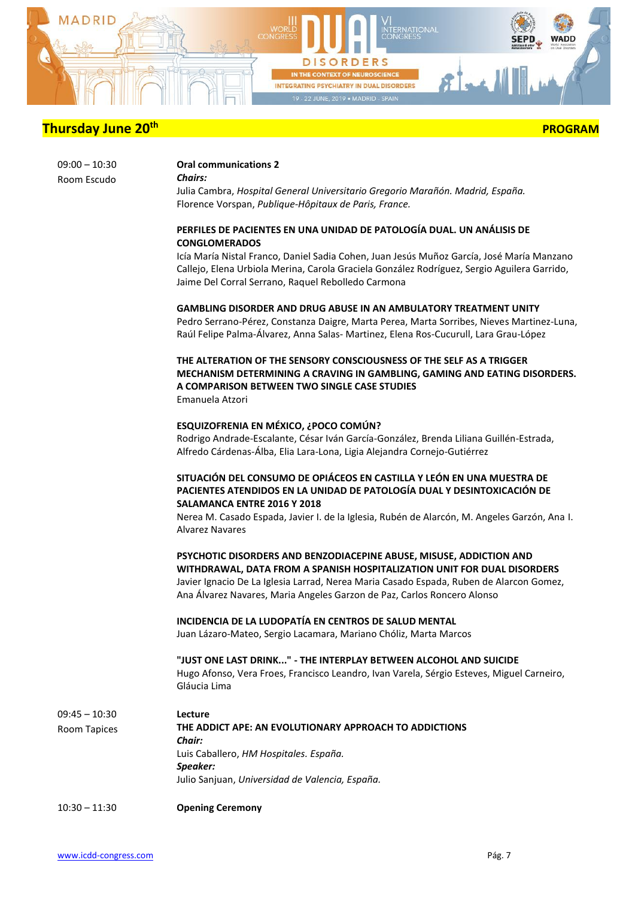## Thursday June 20th — PROGRAM

**09:00 – 10:30**
**Room Escudo**

**Oral communications 2**

***Chairs:***
Julia Cambra, *Hospital General Universitario Gregorio Marañón. Madrid, España.*
Florence Vorspan, *Publique-Hôpitaux de Paris, France.*

**PERFILES DE PACIENTES EN UNA UNIDAD DE PATOLOGÍA DUAL. UN ANÁLISIS DE CONGLOMERADOS**
Icía María Nistal Franco, Daniel Sadia Cohen, Juan Jesús Muñoz García, José María Manzano Callejo, Elena Urbiola Merina, Carola Graciela González Rodríguez, Sergio Aguilera Garrido, Jaime Del Corral Serrano, Raquel Rebolledo Carmona

**GAMBLING DISORDER AND DRUG ABUSE IN AN AMBULATORY TREATMENT UNITY**
Pedro Serrano-Pérez, Constanza Daigre, Marta Perea, Marta Sorribes, Nieves Martinez-Luna, Raúl Felipe Palma-Álvarez, Anna Salas- Martinez, Elena Ros-Cucurull, Lara Grau-López

**THE ALTERATION OF THE SENSORY CONSCIOUSNESS OF THE SELF AS A TRIGGER MECHANISM DETERMINING A CRAVING IN GAMBLING, GAMING AND EATING DISORDERS. A COMPARISON BETWEEN TWO SINGLE CASE STUDIES**
Emanuela Atzori

**ESQUIZOFRENIA EN MÉXICO, ¿POCO COMÚN?**
Rodrigo Andrade-Escalante, César Iván García-González, Brenda Liliana Guillén-Estrada, Alfredo Cárdenas-Álba, Elia Lara-Lona, Ligia Alejandra Cornejo-Gutiérrez

**SITUACIÓN DEL CONSUMO DE OPIÁCEOS EN CASTILLA Y LEÓN EN UNA MUESTRA DE PACIENTES ATENDIDOS EN LA UNIDAD DE PATOLOGÍA DUAL Y DESINTOXICACIÓN DE SALAMANCA ENTRE 2016 Y 2018**
Nerea M. Casado Espada, Javier I. de la Iglesia, Rubén de Alarcón, M. Angeles Garzón, Ana I. Alvarez Navares

**PSYCHOTIC DISORDERS AND BENZODIACEPINE ABUSE, MISUSE, ADDICTION AND WITHDRAWAL, DATA FROM A SPANISH HOSPITALIZATION UNIT FOR DUAL DISORDERS**
Javier Ignacio De La Iglesia Larrad, Nerea Maria Casado Espada, Ruben de Alarcon Gomez, Ana Álvarez Navares, Maria Angeles Garzon de Paz, Carlos Roncero Alonso

**INCIDENCIA DE LA LUDOPATÍA EN CENTROS DE SALUD MENTAL**
Juan Lázaro-Mateo, Sergio Lacamara, Mariano Chóliz, Marta Marcos

**"JUST ONE LAST DRINK..." - THE INTERPLAY BETWEEN ALCOHOL AND SUICIDE**
Hugo Afonso, Vera Froes, Francisco Leandro, Ivan Varela, Sérgio Esteves, Miguel Carneiro, Gláucia Lima

**09:45 – 10:30**
**Room Tapices**

**Lecture**
**THE ADDICT APE: AN EVOLUTIONARY APPROACH TO ADDICTIONS**

***Chair:***
Luis Caballero, *HM Hospitales. España.*

***Speaker:***
Julio Sanjuan, *Universidad de Valencia, España.*

**10:30 – 11:30**

**Opening Ceremony**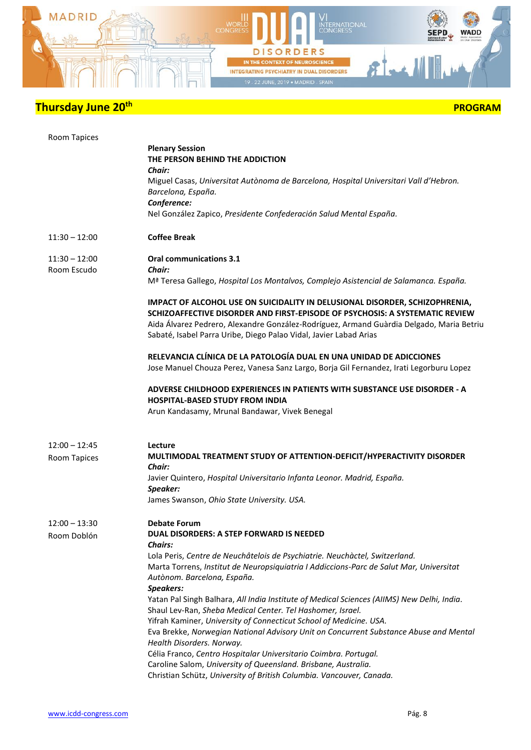## Thursday June 20th

**PROGRAM**

Room Tapices

**Plenary Session**
**THE PERSON BEHIND THE ADDICTION**
***Chair:***
Miguel Casas, *Universitat Autònoma de Barcelona, Hospital Universitari Vall d'Hebron. Barcelona, España.*
***Conference:***
Nel González Zapico, *Presidente Confederación Salud Mental España.*

11:30 – 12:00

**Coffee Break**

11:30 – 12:00
Room Escudo

**Oral communications 3.1**
***Chair:***
Mª Teresa Gallego, *Hospital Los Montalvos, Complejo Asistencial de Salamanca. España.*

**IMPACT OF ALCOHOL USE ON SUICIDALITY IN DELUSIONAL DISORDER, SCHIZOPHRENIA, SCHIZOAFFECTIVE DISORDER AND FIRST-EPISODE OF PSYCHOSIS: A SYSTEMATIC REVIEW**
Aida Álvarez Pedrero, Alexandre González-Rodríguez, Armand Guàrdia Delgado, Maria Betriu Sabaté, Isabel Parra Uribe, Diego Palao Vidal, Javier Labad Arias

**RELEVANCIA CLÍNICA DE LA PATOLOGÍA DUAL EN UNA UNIDAD DE ADICCIONES**
Jose Manuel Chouza Perez, Vanesa Sanz Largo, Borja Gil Fernandez, Irati Legorburu Lopez

**ADVERSE CHILDHOOD EXPERIENCES IN PATIENTS WITH SUBSTANCE USE DISORDER - A HOSPITAL-BASED STUDY FROM INDIA**
Arun Kandasamy, Mrunal Bandawar, Vivek Benegal

12:00 – 12:45
Room Tapices

**Lecture**
**MULTIMODAL TREATMENT STUDY OF ATTENTION-DEFICIT/HYPERACTIVITY DISORDER**
***Chair:***
Javier Quintero, *Hospital Universitario Infanta Leonor. Madrid, España.*
***Speaker:***
James Swanson, *Ohio State University. USA.*

12:00 – 13:30
Room Doblón

**Debate Forum**
**DUAL DISORDERS: A STEP FORWARD IS NEEDED**
***Chairs:***
Lola Peris, *Centre de Neuchâtelois de Psychiatrie. Neuchàctel, Switzerland.*
Marta Torrens, *Institut de Neuropsiquiatria I Addiccions-Parc de Salut Mar, Universitat Autònom. Barcelona, España.*
***Speakers:***
Yatan Pal Singh Balhara, *All India Institute of Medical Sciences (AIIMS) New Delhi, India.*
Shaul Lev-Ran, *Sheba Medical Center. Tel Hashomer, Israel.*
Yifrah Kaminer, *University of Connecticut School of Medicine. USA.*
Eva Brekke, *Norwegian National Advisory Unit on Concurrent Substance Abuse and Mental Health Disorders. Norway.*
Célia Franco, *Centro Hospitalar Universitario Coimbra. Portugal.*
Caroline Salom, *University of Queensland. Brisbane, Australia.*
Christian Schütz, *University of British Columbia. Vancouver, Canada.*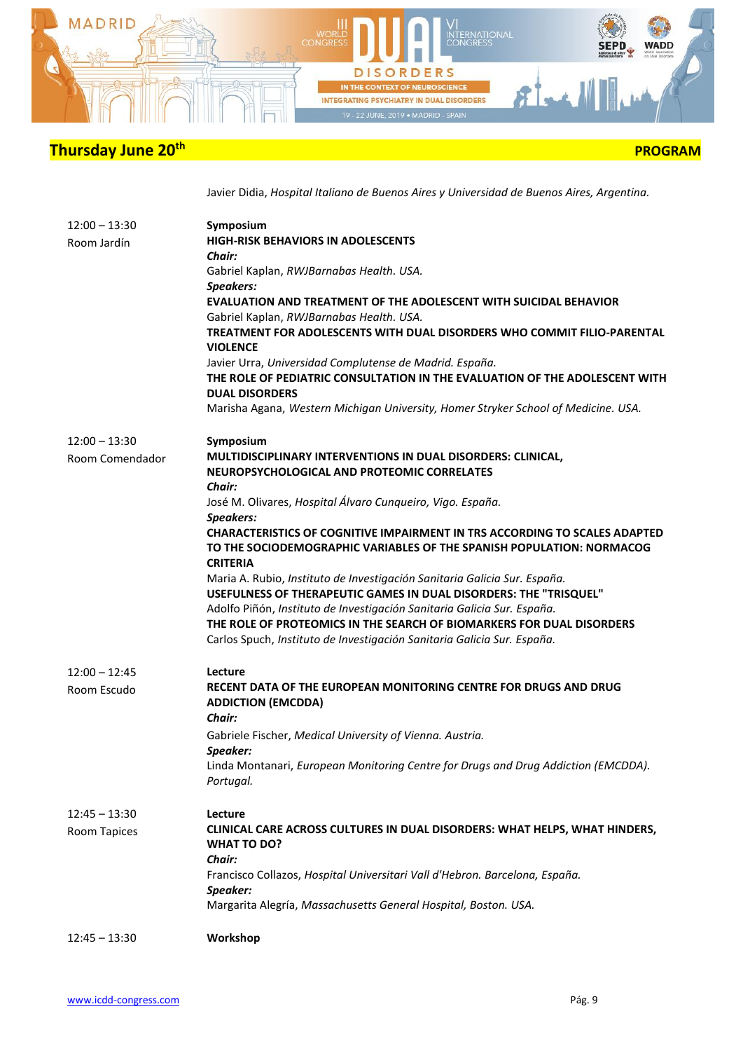## Thursday June 20th — PROGRAM

Javier Didia, *Hospital Italiano de Buenos Aires y Universidad de Buenos Aires, Argentina.*

**12:00 – 13:30**
**Room Jardín**

**Symposium**
**HIGH-RISK BEHAVIORS IN ADOLESCENTS**
***Chair:***
Gabriel Kaplan, *RWJBarnabas Health. USA.*
***Speakers:***
**EVALUATION AND TREATMENT OF THE ADOLESCENT WITH SUICIDAL BEHAVIOR**
Gabriel Kaplan, *RWJBarnabas Health. USA.*
**TREATMENT FOR ADOLESCENTS WITH DUAL DISORDERS WHO COMMIT FILIO-PARENTAL VIOLENCE**
Javier Urra, *Universidad Complutense de Madrid. España.*
**THE ROLE OF PEDIATRIC CONSULTATION IN THE EVALUATION OF THE ADOLESCENT WITH DUAL DISORDERS**
Marisha Agana, *Western Michigan University, Homer Stryker School of Medicine. USA.*

**12:00 – 13:30**
**Room Comendador**

**Symposium**
**MULTIDISCIPLINARY INTERVENTIONS IN DUAL DISORDERS: CLINICAL, NEUROPSYCHOLOGICAL AND PROTEOMIC CORRELATES**
***Chair:***
José M. Olivares, *Hospital Álvaro Cunqueiro, Vigo. España.*
***Speakers:***
**CHARACTERISTICS OF COGNITIVE IMPAIRMENT IN TRS ACCORDING TO SCALES ADAPTED TO THE SOCIODEMOGRAPHIC VARIABLES OF THE SPANISH POPULATION: NORMACOG CRITERIA**
Maria A. Rubio, *Instituto de Investigación Sanitaria Galicia Sur. España.*
**USEFULNESS OF THERAPEUTIC GAMES IN DUAL DISORDERS: THE "TRISQUEL"**
Adolfo Piñón, *Instituto de Investigación Sanitaria Galicia Sur. España.*
**THE ROLE OF PROTEOMICS IN THE SEARCH OF BIOMARKERS FOR DUAL DISORDERS**
Carlos Spuch, *Instituto de Investigación Sanitaria Galicia Sur. España.*

**12:00 – 12:45**
**Room Escudo**

**Lecture**
**RECENT DATA OF THE EUROPEAN MONITORING CENTRE FOR DRUGS AND DRUG ADDICTION (EMCDDA)**
***Chair:***
Gabriele Fischer, *Medical University of Vienna. Austria.*
***Speaker:***
Linda Montanari, *European Monitoring Centre for Drugs and Drug Addiction (EMCDDA). Portugal.*

**12:45 – 13:30**
**Room Tapices**

**Lecture**
**CLINICAL CARE ACROSS CULTURES IN DUAL DISORDERS: WHAT HELPS, WHAT HINDERS, WHAT TO DO?**
***Chair:***
Francisco Collazos, *Hospital Universitari Vall d'Hebron. Barcelona, España.*
***Speaker:***
Margarita Alegría, *Massachusetts General Hospital, Boston. USA.*

**12:45 – 13:30**

**Workshop**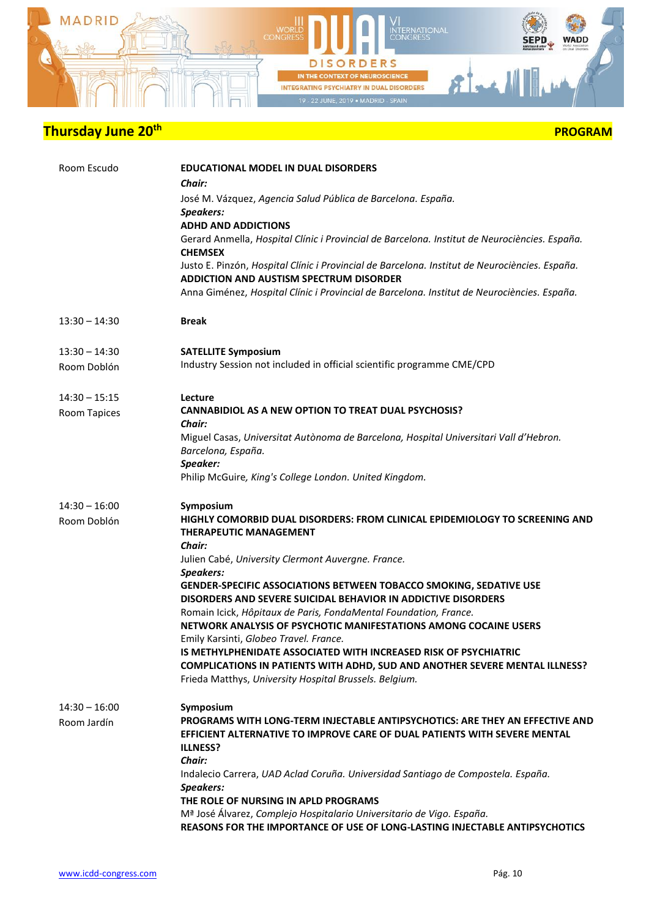## Thursday June 20th — PROGRAM

**Room Escudo**

**EDUCATIONAL MODEL IN DUAL DISORDERS**

***Chair:***

José M. Vázquez, *Agencia Salud Pública de Barcelona. España.*

***Speakers:***

**ADHD AND ADDICTIONS**

Gerard Anmella, *Hospital Clínic i Provincial de Barcelona. Institut de Neurociències. España.*

**CHEMSEX**

Justo E. Pinzón, *Hospital Clínic i Provincial de Barcelona. Institut de Neurociències. España.*

**ADDICTION AND AUSTISM SPECTRUM DISORDER**

Anna Giménez, *Hospital Clínic i Provincial de Barcelona. Institut de Neurociències. España.*

---

**13:30 – 14:30**

**Break**

---

**13:30 – 14:30**
Room Doblón

**SATELLITE Symposium**

Industry Session not included in official scientific programme CME/CPD

---

**14:30 – 15:15**
Room Tapices

**Lecture**

**CANNABIDIOL AS A NEW OPTION TO TREAT DUAL PSYCHOSIS?**

***Chair:***

Miguel Casas, *Universitat Autònoma de Barcelona, Hospital Universitari Vall d'Hebron. Barcelona, España.*

***Speaker:***

Philip McGuire, *King's College London. United Kingdom.*

---

**14:30 – 16:00**
Room Doblón

**Symposium**

**HIGHLY COMORBID DUAL DISORDERS: FROM CLINICAL EPIDEMIOLOGY TO SCREENING AND THERAPEUTIC MANAGEMENT**

***Chair:***

Julien Cabé, *University Clermont Auvergne. France.*

***Speakers:***

**GENDER-SPECIFIC ASSOCIATIONS BETWEEN TOBACCO SMOKING, SEDATIVE USE DISORDERS AND SEVERE SUICIDAL BEHAVIOR IN ADDICTIVE DISORDERS**

Romain Icick, *Hôpitaux de Paris, FondaMental Foundation, France.*

**NETWORK ANALYSIS OF PSYCHOTIC MANIFESTATIONS AMONG COCAINE USERS**

Emily Karsinti, *Globeo Travel. France.*

**IS METHYLPHENIDATE ASSOCIATED WITH INCREASED RISK OF PSYCHIATRIC COMPLICATIONS IN PATIENTS WITH ADHD, SUD AND ANOTHER SEVERE MENTAL ILLNESS?**

Frieda Matthys, *University Hospital Brussels. Belgium.*

---

**14:30 – 16:00**
Room Jardín

**Symposium**

**PROGRAMS WITH LONG-TERM INJECTABLE ANTIPSYCHOTICS: ARE THEY AN EFFECTIVE AND EFFICIENT ALTERNATIVE TO IMPROVE CARE OF DUAL PATIENTS WITH SEVERE MENTAL ILLNESS?**

***Chair:***

Indalecio Carrera, *UAD Aclad Coruña. Universidad Santiago de Compostela. España.*

***Speakers:***

**THE ROLE OF NURSING IN APLD PROGRAMS**

Mª José Álvarez, *Complejo Hospitalario Universitario de Vigo. España.*

**REASONS FOR THE IMPORTANCE OF USE OF LONG-LASTING INJECTABLE ANTIPSYCHOTICS**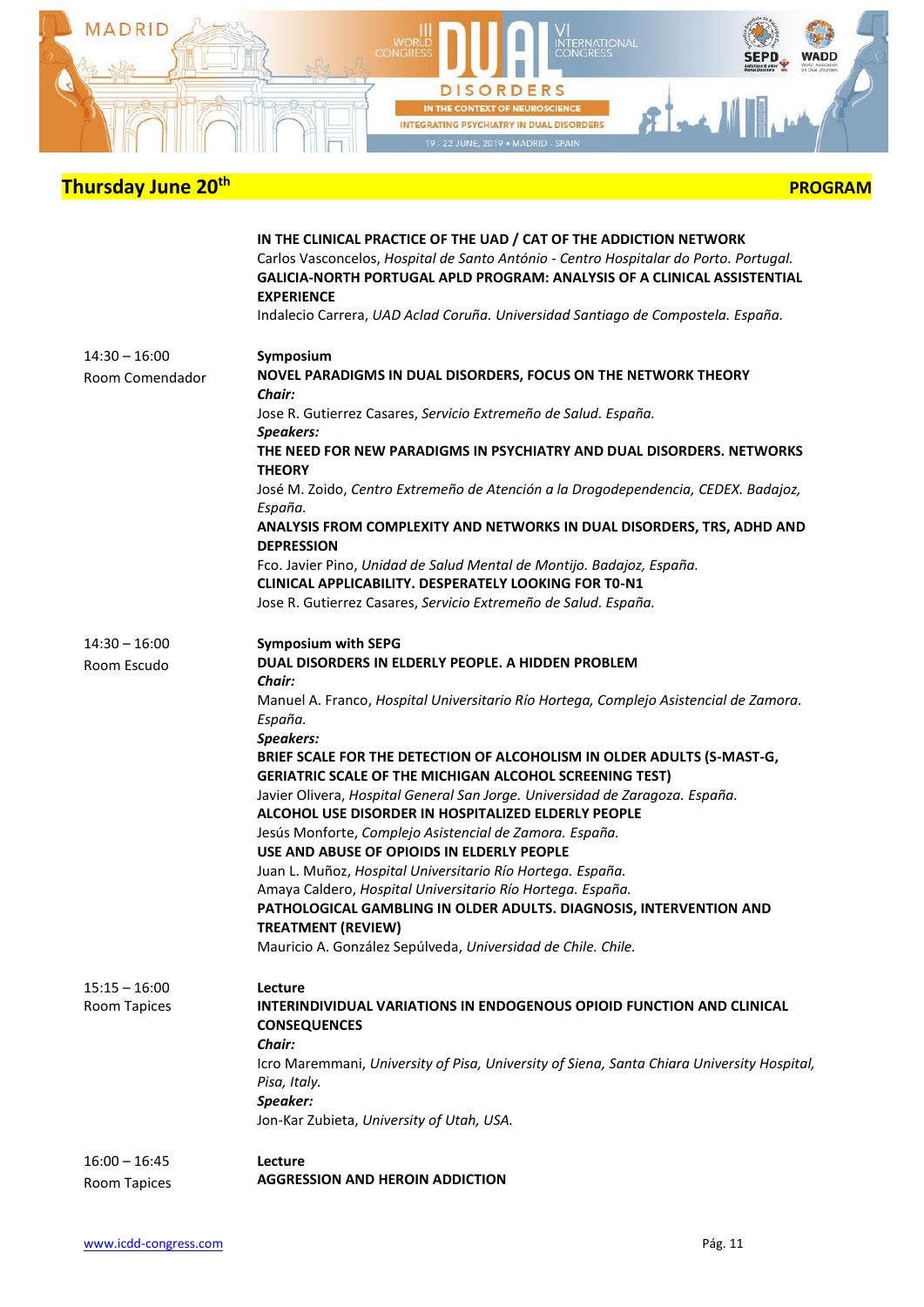## Thursday June 20th — PROGRAM

**IN THE CLINICAL PRACTICE OF THE UAD / CAT OF THE ADDICTION NETWORK**
Carlos Vasconcelos, *Hospital de Santo António - Centro Hospitalar do Porto. Portugal.*
**GALICIA-NORTH PORTUGAL APLD PROGRAM: ANALYSIS OF A CLINICAL ASSISTENTIAL EXPERIENCE**
Indalecio Carrera, *UAD Aclad Coruña. Universidad Santiago de Compostela. España.*

---

14:30 – 16:00
Room Comendador

**Symposium**
**NOVEL PARADIGMS IN DUAL DISORDERS, FOCUS ON THE NETWORK THEORY**
***Chair:***
Jose R. Gutierrez Casares, *Servicio Extremeño de Salud. España.*
***Speakers:***
**THE NEED FOR NEW PARADIGMS IN PSYCHIATRY AND DUAL DISORDERS. NETWORKS THEORY**
José M. Zoido, *Centro Extremeño de Atención a la Drogodependencia, CEDEX. Badajoz, España.*
**ANALYSIS FROM COMPLEXITY AND NETWORKS IN DUAL DISORDERS, TRS, ADHD AND DEPRESSION**
Fco. Javier Pino, *Unidad de Salud Mental de Montijo. Badajoz, España.*
**CLINICAL APPLICABILITY. DESPERATELY LOOKING FOR T0-N1**
Jose R. Gutierrez Casares, *Servicio Extremeño de Salud. España.*

---

14:30 – 16:00
Room Escudo

**Symposium with SEPG**
**DUAL DISORDERS IN ELDERLY PEOPLE. A HIDDEN PROBLEM**
***Chair:***
Manuel A. Franco, *Hospital Universitario Río Hortega, Complejo Asistencial de Zamora. España.*
***Speakers:***
**BRIEF SCALE FOR THE DETECTION OF ALCOHOLISM IN OLDER ADULTS (S-MAST-G, GERIATRIC SCALE OF THE MICHIGAN ALCOHOL SCREENING TEST)**
Javier Olivera, *Hospital General San Jorge. Universidad de Zaragoza. España.*
**ALCOHOL USE DISORDER IN HOSPITALIZED ELDERLY PEOPLE**
Jesús Monforte, *Complejo Asistencial de Zamora. España.*
**USE AND ABUSE OF OPIOIDS IN ELDERLY PEOPLE**
Juan L. Muñoz, *Hospital Universitario Río Hortega. España.*
Amaya Caldero, *Hospital Universitario Río Hortega. España.*
**PATHOLOGICAL GAMBLING IN OLDER ADULTS. DIAGNOSIS, INTERVENTION AND TREATMENT (REVIEW)**
Mauricio A. González Sepúlveda, *Universidad de Chile. Chile.*

---

15:15 – 16:00
Room Tapices

**Lecture**
**INTERINDIVIDUAL VARIATIONS IN ENDOGENOUS OPIOID FUNCTION AND CLINICAL CONSEQUENCES**
***Chair:***
Icro Maremmani, *University of Pisa, University of Siena, Santa Chiara University Hospital, Pisa, Italy.*
***Speaker:***
Jon-Kar Zubieta, *University of Utah, USA.*

---

16:00 – 16:45
Room Tapices

**Lecture**
**AGGRESSION AND HEROIN ADDICTION**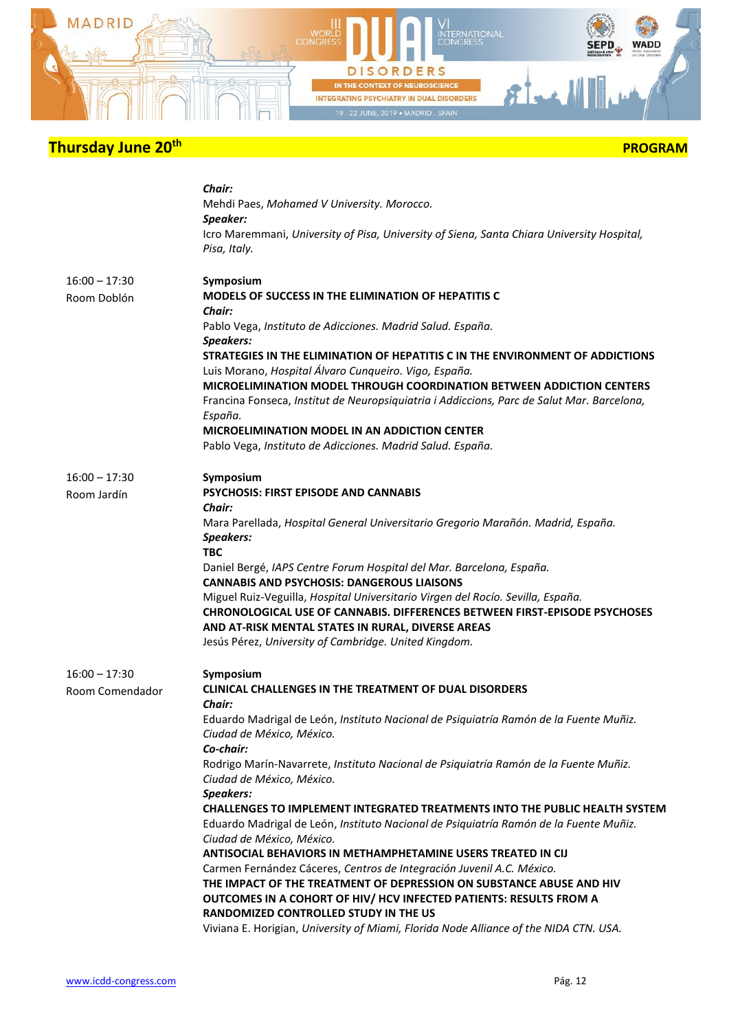## Thursday June 20th — PROGRAM

***Chair:***
Mehdi Paes, *Mohamed V University. Morocco.*
***Speaker:***
Icro Maremmani, *University of Pisa, University of Siena, Santa Chiara University Hospital, Pisa, Italy.*

16:00 – 17:30
Room Doblón

**Symposium**
**MODELS OF SUCCESS IN THE ELIMINATION OF HEPATITIS C**
***Chair:***
Pablo Vega, *Instituto de Adicciones. Madrid Salud. España.*
***Speakers:***
**STRATEGIES IN THE ELIMINATION OF HEPATITIS C IN THE ENVIRONMENT OF ADDICTIONS**
Luis Morano, *Hospital Álvaro Cunqueiro. Vigo, España.*
**MICROELIMINATION MODEL THROUGH COORDINATION BETWEEN ADDICTION CENTERS**
Francina Fonseca, *Institut de Neuropsiquiatria i Addiccions, Parc de Salut Mar. Barcelona, España.*
**MICROELIMINATION MODEL IN AN ADDICTION CENTER**
Pablo Vega, *Instituto de Adicciones. Madrid Salud. España.*

16:00 – 17:30
Room Jardín

**Symposium**
**PSYCHOSIS: FIRST EPISODE AND CANNABIS**
***Chair:***
Mara Parellada, *Hospital General Universitario Gregorio Marañón. Madrid, España.*
***Speakers:***
**TBC**
Daniel Bergé, *IAPS Centre Forum Hospital del Mar. Barcelona, España.*
**CANNABIS AND PSYCHOSIS: DANGEROUS LIAISONS**
Miguel Ruiz-Veguilla, *Hospital Universitario Virgen del Rocío. Sevilla, España.*
**CHRONOLOGICAL USE OF CANNABIS. DIFFERENCES BETWEEN FIRST-EPISODE PSYCHOSES AND AT-RISK MENTAL STATES IN RURAL, DIVERSE AREAS**
Jesús Pérez, *University of Cambridge. United Kingdom.*

16:00 – 17:30
Room Comendador

**Symposium**
**CLINICAL CHALLENGES IN THE TREATMENT OF DUAL DISORDERS**
***Chair:***
Eduardo Madrigal de León, *Instituto Nacional de Psiquiatría Ramón de la Fuente Muñiz. Ciudad de México, México.*
***Co-chair:***
Rodrigo Marín-Navarrete, *Instituto Nacional de Psiquiatría Ramón de la Fuente Muñiz. Ciudad de México, México.*
***Speakers:***
**CHALLENGES TO IMPLEMENT INTEGRATED TREATMENTS INTO THE PUBLIC HEALTH SYSTEM**
Eduardo Madrigal de León, *Instituto Nacional de Psiquiatría Ramón de la Fuente Muñiz. Ciudad de México, México.*
**ANTISOCIAL BEHAVIORS IN METHAMPHETAMINE USERS TREATED IN CIJ**
Carmen Fernández Cáceres, *Centros de Integración Juvenil A.C. México.*
**THE IMPACT OF THE TREATMENT OF DEPRESSION ON SUBSTANCE ABUSE AND HIV OUTCOMES IN A COHORT OF HIV/ HCV INFECTED PATIENTS: RESULTS FROM A RANDOMIZED CONTROLLED STUDY IN THE US**
Viviana E. Horigian, *University of Miami, Florida Node Alliance of the NIDA CTN. USA.*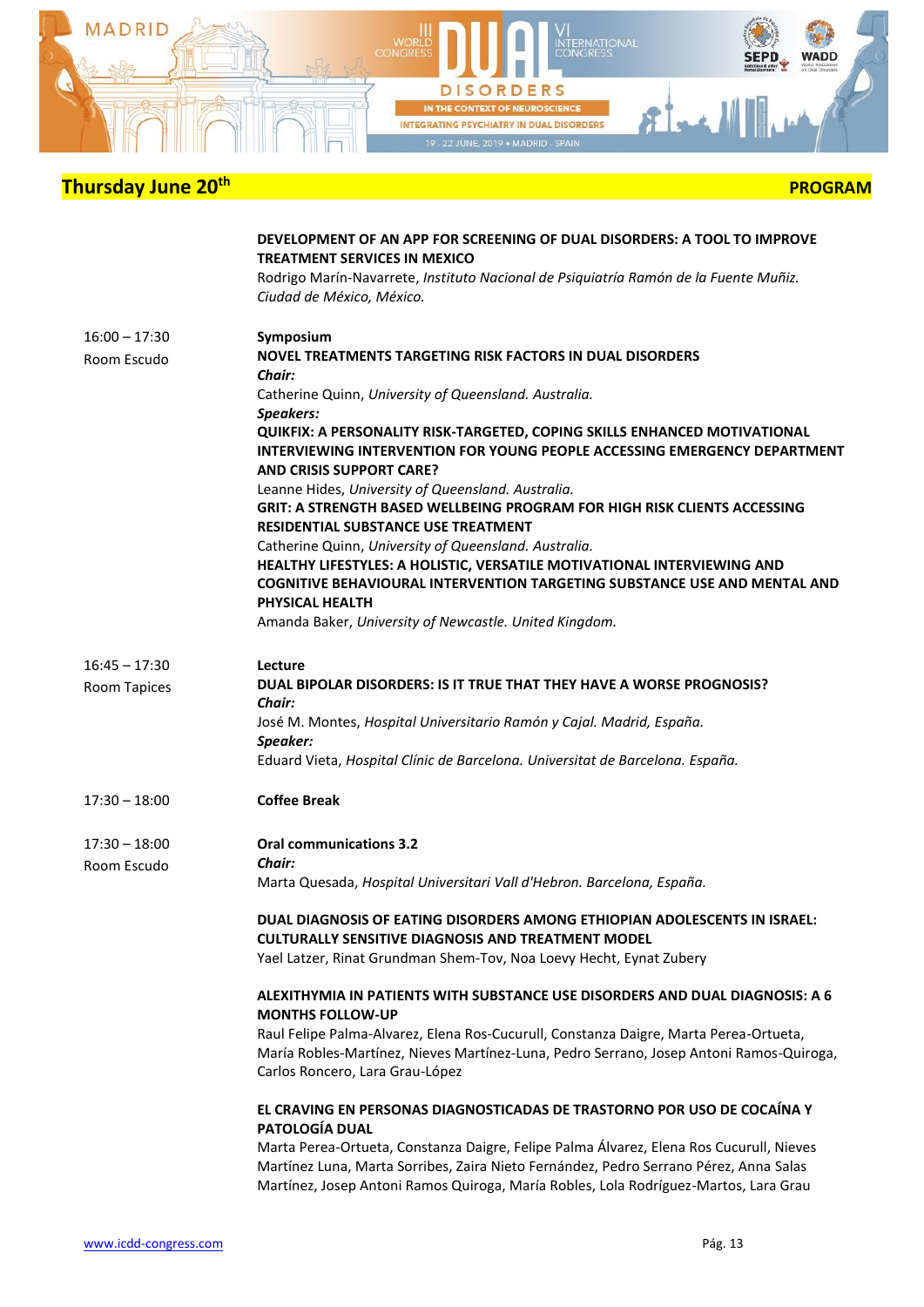## Thursday June 20th

**PROGRAM**

**DEVELOPMENT OF AN APP FOR SCREENING OF DUAL DISORDERS: A TOOL TO IMPROVE TREATMENT SERVICES IN MEXICO**
Rodrigo Marín-Navarrete, *Instituto Nacional de Psiquiatría Ramón de la Fuente Muñiz. Ciudad de México, México.*

16:00 – 17:30
Room Escudo

**Symposium**
**NOVEL TREATMENTS TARGETING RISK FACTORS IN DUAL DISORDERS**
***Chair:***
Catherine Quinn, *University of Queensland. Australia.*
***Speakers:***
**QUIKFIX: A PERSONALITY RISK-TARGETED, COPING SKILLS ENHANCED MOTIVATIONAL INTERVIEWING INTERVENTION FOR YOUNG PEOPLE ACCESSING EMERGENCY DEPARTMENT AND CRISIS SUPPORT CARE?**
Leanne Hides, *University of Queensland. Australia.*
**GRIT: A STRENGTH BASED WELLBEING PROGRAM FOR HIGH RISK CLIENTS ACCESSING RESIDENTIAL SUBSTANCE USE TREATMENT**
Catherine Quinn, *University of Queensland. Australia.*
**HEALTHY LIFESTYLES: A HOLISTIC, VERSATILE MOTIVATIONAL INTERVIEWING AND COGNITIVE BEHAVIOURAL INTERVENTION TARGETING SUBSTANCE USE AND MENTAL AND PHYSICAL HEALTH**
Amanda Baker, *University of Newcastle. United Kingdom.*

16:45 – 17:30
Room Tapices

**Lecture**
**DUAL BIPOLAR DISORDERS: IS IT TRUE THAT THEY HAVE A WORSE PROGNOSIS?**
***Chair:***
José M. Montes, *Hospital Universitario Ramón y Cajal. Madrid, España.*
***Speaker:***
Eduard Vieta, *Hospital Clínic de Barcelona. Universitat de Barcelona. España.*

17:30 – 18:00

**Coffee Break**

17:30 – 18:00
Room Escudo

**Oral communications 3.2**
***Chair:***
Marta Quesada, *Hospital Universitari Vall d'Hebron. Barcelona, España.*

**DUAL DIAGNOSIS OF EATING DISORDERS AMONG ETHIOPIAN ADOLESCENTS IN ISRAEL: CULTURALLY SENSITIVE DIAGNOSIS AND TREATMENT MODEL**
Yael Latzer, Rinat Grundman Shem-Tov, Noa Loevy Hecht, Eynat Zubery

**ALEXITHYMIA IN PATIENTS WITH SUBSTANCE USE DISORDERS AND DUAL DIAGNOSIS: A 6 MONTHS FOLLOW-UP**
Raul Felipe Palma-Alvarez, Elena Ros-Cucurull, Constanza Daigre, Marta Perea-Ortueta, María Robles-Martínez, Nieves Martínez-Luna, Pedro Serrano, Josep Antoni Ramos-Quiroga, Carlos Roncero, Lara Grau-López

**EL CRAVING EN PERSONAS DIAGNOSTICADAS DE TRASTORNO POR USO DE COCAÍNA Y PATOLOGÍA DUAL**
Marta Perea-Ortueta, Constanza Daigre, Felipe Palma Álvarez, Elena Ros Cucurull, Nieves Martínez Luna, Marta Sorribes, Zaira Nieto Fernández, Pedro Serrano Pérez, Anna Salas Martínez, Josep Antoni Ramos Quiroga, María Robles, Lola Rodríguez-Martos, Lara Grau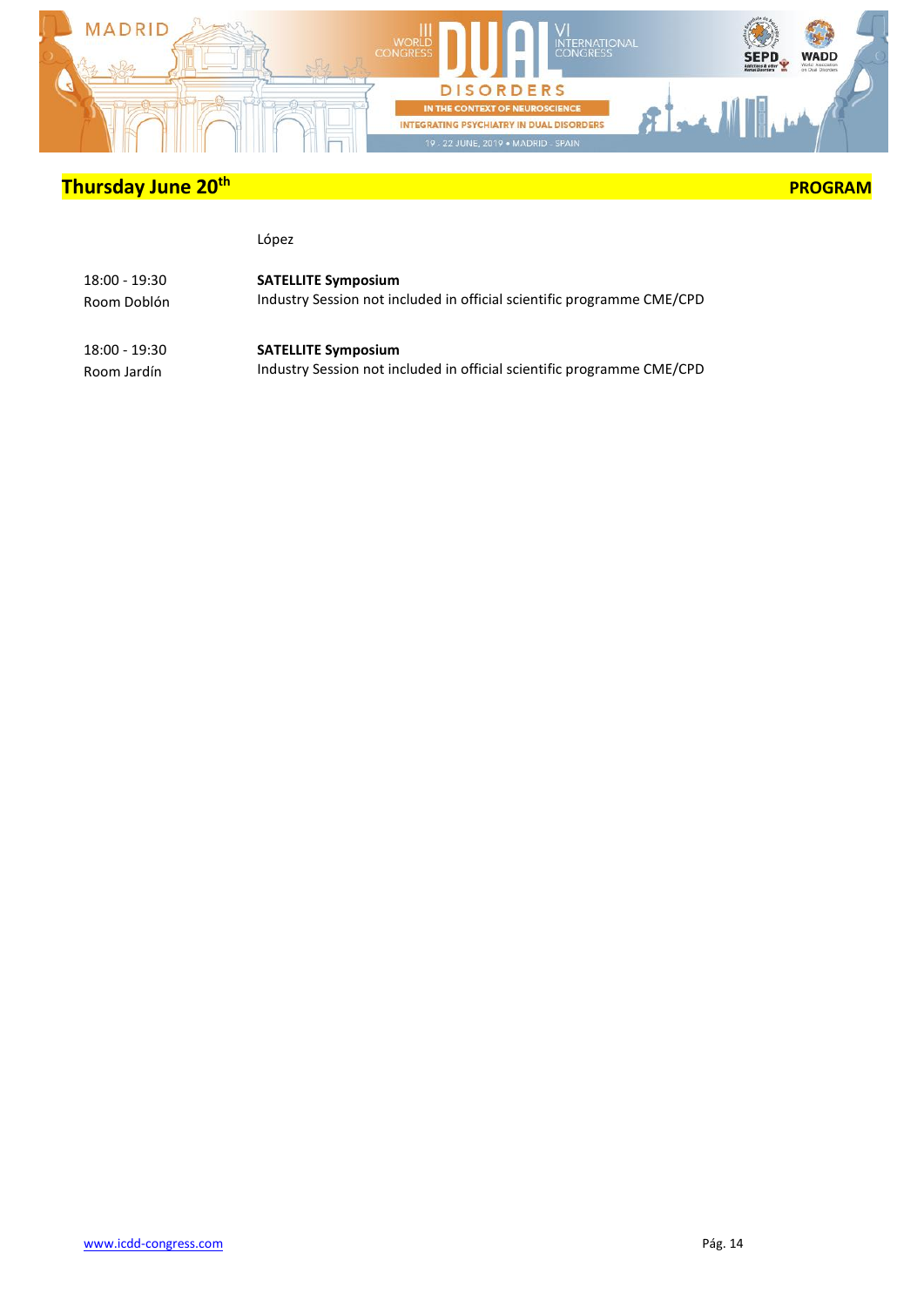## Thursday June 20th — PROGRAM

López

| | |
|---|---|
| 18:00 - 19:30<br>Room Doblón | **SATELLITE Symposium**<br>Industry Session not included in official scientific programme CME/CPD |
| 18:00 - 19:30<br>Room Jardín | **SATELLITE Symposium**<br>Industry Session not included in official scientific programme CME/CPD |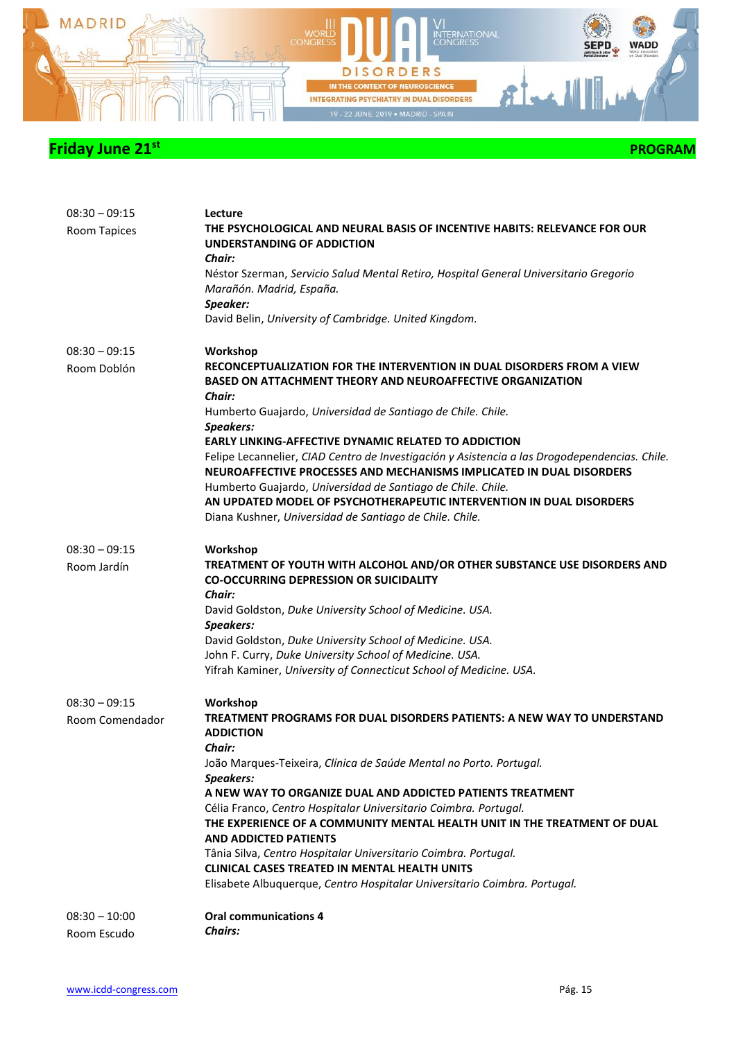## Friday June 21st — PROGRAM

**08:30 – 09:15**
**Room Tapices**

**Lecture**
**THE PSYCHOLOGICAL AND NEURAL BASIS OF INCENTIVE HABITS: RELEVANCE FOR OUR UNDERSTANDING OF ADDICTION**
***Chair:***
Néstor Szerman, *Servicio Salud Mental Retiro, Hospital General Universitario Gregorio Marañón. Madrid, España.*
***Speaker:***
David Belin, *University of Cambridge. United Kingdom.*

**08:30 – 09:15**
**Room Doblón**

**Workshop**
**RECONCEPTUALIZATION FOR THE INTERVENTION IN DUAL DISORDERS FROM A VIEW BASED ON ATTACHMENT THEORY AND NEUROAFFECTIVE ORGANIZATION**
***Chair:***
Humberto Guajardo, *Universidad de Santiago de Chile. Chile.*
***Speakers:***
**EARLY LINKING-AFFECTIVE DYNAMIC RELATED TO ADDICTION**
Felipe Lecannelier, *CIAD Centro de Investigación y Asistencia a las Drogodependencias. Chile.*
**NEUROAFFECTIVE PROCESSES AND MECHANISMS IMPLICATED IN DUAL DISORDERS**
Humberto Guajardo, *Universidad de Santiago de Chile. Chile.*
**AN UPDATED MODEL OF PSYCHOTHERAPEUTIC INTERVENTION IN DUAL DISORDERS**
Diana Kushner, *Universidad de Santiago de Chile. Chile.*

**08:30 – 09:15**
**Room Jardín**

**Workshop**
**TREATMENT OF YOUTH WITH ALCOHOL AND/OR OTHER SUBSTANCE USE DISORDERS AND CO-OCCURRING DEPRESSION OR SUICIDALITY**
***Chair:***
David Goldston, *Duke University School of Medicine. USA.*
***Speakers:***
David Goldston, *Duke University School of Medicine. USA.*
John F. Curry, *Duke University School of Medicine. USA.*
Yifrah Kaminer, *University of Connecticut School of Medicine. USA.*

**08:30 – 09:15**
**Room Comendador**

**Workshop**
**TREATMENT PROGRAMS FOR DUAL DISORDERS PATIENTS: A NEW WAY TO UNDERSTAND ADDICTION**
***Chair:***
João Marques-Teixeira, *Clínica de Saúde Mental no Porto. Portugal.*
***Speakers:***
**A NEW WAY TO ORGANIZE DUAL AND ADDICTED PATIENTS TREATMENT**
Célia Franco, *Centro Hospitalar Universitario Coimbra. Portugal.*
**THE EXPERIENCE OF A COMMUNITY MENTAL HEALTH UNIT IN THE TREATMENT OF DUAL AND ADDICTED PATIENTS**
Tânia Silva, *Centro Hospitalar Universitario Coimbra. Portugal.*
**CLINICAL CASES TREATED IN MENTAL HEALTH UNITS**
Elisabete Albuquerque, *Centro Hospitalar Universitario Coimbra. Portugal.*

**08:30 – 10:00**
**Room Escudo**

**Oral communications 4**
***Chairs:***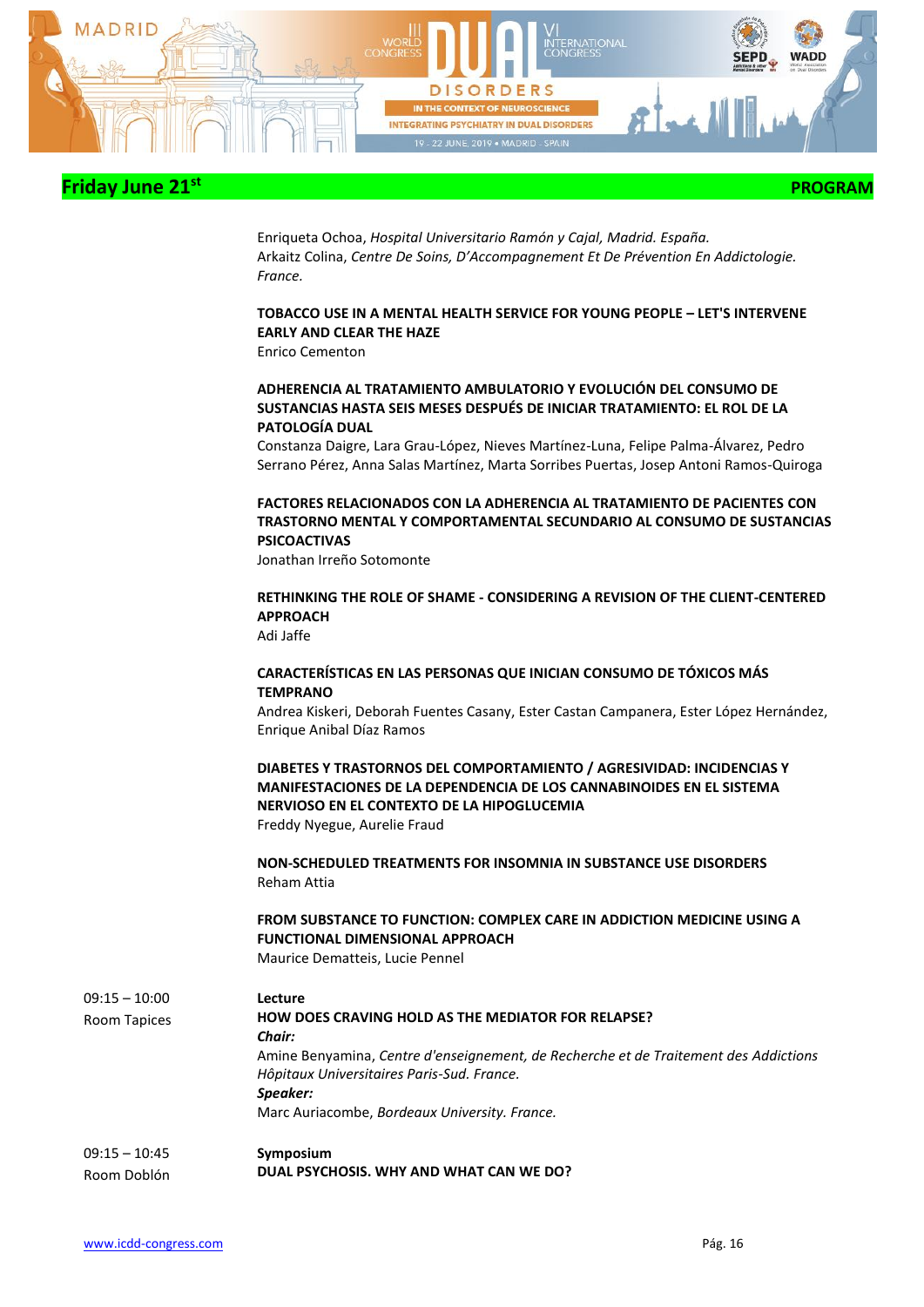## Friday June 21st PROGRAM

Enriqueta Ochoa, *Hospital Universitario Ramón y Cajal, Madrid. España.*
Arkaitz Colina, *Centre De Soins, D'Accompagnement Et De Prévention En Addictologie. France.*

**TOBACCO USE IN A MENTAL HEALTH SERVICE FOR YOUNG PEOPLE – LET'S INTERVENE EARLY AND CLEAR THE HAZE**
Enrico Cementon

**ADHERENCIA AL TRATAMIENTO AMBULATORIO Y EVOLUCIÓN DEL CONSUMO DE SUSTANCIAS HASTA SEIS MESES DESPUÉS DE INICIAR TRATAMIENTO: EL ROL DE LA PATOLOGÍA DUAL**
Constanza Daigre, Lara Grau-López, Nieves Martínez-Luna, Felipe Palma-Álvarez, Pedro Serrano Pérez, Anna Salas Martínez, Marta Sorribes Puertas, Josep Antoni Ramos-Quiroga

**FACTORES RELACIONADOS CON LA ADHERENCIA AL TRATAMIENTO DE PACIENTES CON TRASTORNO MENTAL Y COMPORTAMENTAL SECUNDARIO AL CONSUMO DE SUSTANCIAS PSICOACTIVAS**
Jonathan Irreño Sotomonte

**RETHINKING THE ROLE OF SHAME - CONSIDERING A REVISION OF THE CLIENT-CENTERED APPROACH**
Adi Jaffe

**CARACTERÍSTICAS EN LAS PERSONAS QUE INICIAN CONSUMO DE TÓXICOS MÁS TEMPRANO**
Andrea Kiskeri, Deborah Fuentes Casany, Ester Castan Campanera, Ester López Hernández, Enrique Anibal Díaz Ramos

**DIABETES Y TRASTORNOS DEL COMPORTAMIENTO / AGRESIVIDAD: INCIDENCIAS Y MANIFESTACIONES DE LA DEPENDENCIA DE LOS CANNABINOIDES EN EL SISTEMA NERVIOSO EN EL CONTEXTO DE LA HIPOGLUCEMIA**
Freddy Nyegue, Aurelie Fraud

**NON-SCHEDULED TREATMENTS FOR INSOMNIA IN SUBSTANCE USE DISORDERS**
Reham Attia

**FROM SUBSTANCE TO FUNCTION: COMPLEX CARE IN ADDICTION MEDICINE USING A FUNCTIONAL DIMENSIONAL APPROACH**
Maurice Dematteis, Lucie Pennel

09:15 – 10:00
Room Tapices

**Lecture**
**HOW DOES CRAVING HOLD AS THE MEDIATOR FOR RELAPSE?**
***Chair:***
Amine Benyamina, *Centre d'enseignement, de Recherche et de Traitement des Addictions Hôpitaux Universitaires Paris-Sud. France.*
***Speaker:***
Marc Auriacombe, *Bordeaux University. France.*

09:15 – 10:45
Room Doblón

**Symposium**
**DUAL PSYCHOSIS. WHY AND WHAT CAN WE DO?**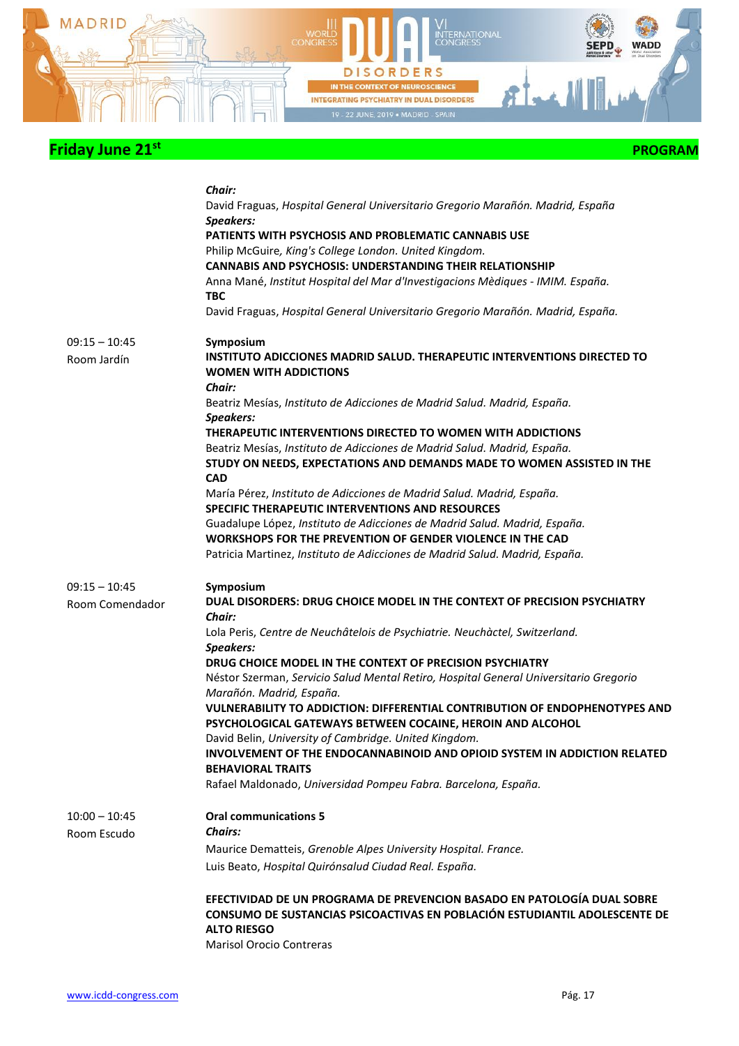## Friday June 21st — PROGRAM

***Chair:***
David Fraguas, *Hospital General Universitario Gregorio Marañón. Madrid, España*
***Speakers:***
**PATIENTS WITH PSYCHOSIS AND PROBLEMATIC CANNABIS USE**
Philip McGuire, *King's College London. United Kingdom.*
**CANNABIS AND PSYCHOSIS: UNDERSTANDING THEIR RELATIONSHIP**
Anna Mané, *Institut Hospital del Mar d'Investigacions Mèdiques - IMIM. España.*
**TBC**
David Fraguas, *Hospital General Universitario Gregorio Marañón. Madrid, España.*

09:15 – 10:45
Room Jardín

**Symposium**
**INSTITUTO ADICCIONES MADRID SALUD. THERAPEUTIC INTERVENTIONS DIRECTED TO WOMEN WITH ADDICTIONS**
***Chair:***
Beatriz Mesías, *Instituto de Adicciones de Madrid Salud. Madrid, España.*
***Speakers:***
**THERAPEUTIC INTERVENTIONS DIRECTED TO WOMEN WITH ADDICTIONS**
Beatriz Mesías, *Instituto de Adicciones de Madrid Salud. Madrid, España.*
**STUDY ON NEEDS, EXPECTATIONS AND DEMANDS MADE TO WOMEN ASSISTED IN THE CAD**
María Pérez, *Instituto de Adicciones de Madrid Salud. Madrid, España.*
**SPECIFIC THERAPEUTIC INTERVENTIONS AND RESOURCES**
Guadalupe López, *Instituto de Adicciones de Madrid Salud. Madrid, España.*
**WORKSHOPS FOR THE PREVENTION OF GENDER VIOLENCE IN THE CAD**
Patricia Martinez, *Instituto de Adicciones de Madrid Salud. Madrid, España.*

09:15 – 10:45
Room Comendador

**Symposium**
**DUAL DISORDERS: DRUG CHOICE MODEL IN THE CONTEXT OF PRECISION PSYCHIATRY**
***Chair:***
Lola Peris, *Centre de Neuchâtelois de Psychiatrie. Neuchàctel, Switzerland.*
***Speakers:***
**DRUG CHOICE MODEL IN THE CONTEXT OF PRECISION PSYCHIATRY**
Néstor Szerman, *Servicio Salud Mental Retiro, Hospital General Universitario Gregorio Marañón. Madrid, España.*
**VULNERABILITY TO ADDICTION: DIFFERENTIAL CONTRIBUTION OF ENDOPHENOTYPES AND PSYCHOLOGICAL GATEWAYS BETWEEN COCAINE, HEROIN AND ALCOHOL**
David Belin, *University of Cambridge. United Kingdom.*
**INVOLVEMENT OF THE ENDOCANNABINOID AND OPIOID SYSTEM IN ADDICTION RELATED BEHAVIORAL TRAITS**
Rafael Maldonado, *Universidad Pompeu Fabra. Barcelona, España.*

10:00 – 10:45
Room Escudo

**Oral communications 5**
***Chairs:***
Maurice Dematteis, *Grenoble Alpes University Hospital. France.*
Luis Beato, *Hospital Quirónsalud Ciudad Real. España.*

**EFECTIVIDAD DE UN PROGRAMA DE PREVENCION BASADO EN PATOLOGÍA DUAL SOBRE CONSUMO DE SUSTANCIAS PSICOACTIVAS EN POBLACIÓN ESTUDIANTIL ADOLESCENTE DE ALTO RIESGO**
Marisol Orocio Contreras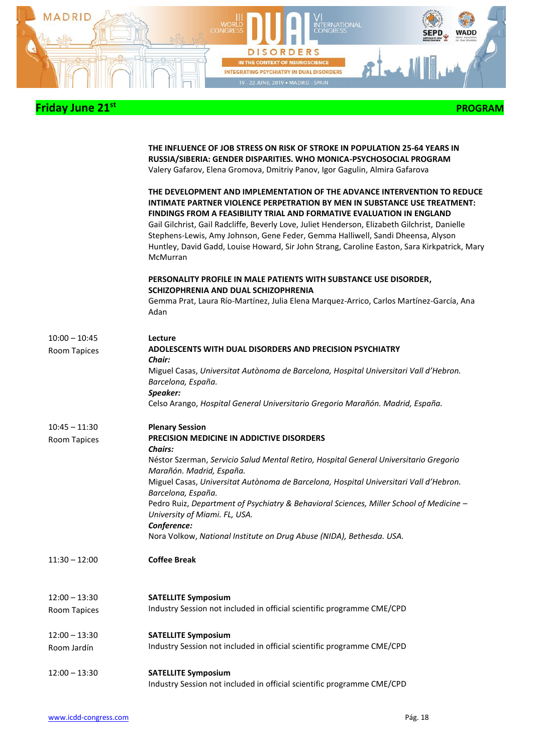## Friday June 21st **PROGRAM**

**THE INFLUENCE OF JOB STRESS ON RISK OF STROKE IN POPULATION 25-64 YEARS IN RUSSIA/SIBERIA: GENDER DISPARITIES. WHO MONICA-PSYCHOSOCIAL PROGRAM**
Valery Gafarov, Elena Gromova, Dmitriy Panov, Igor Gagulin, Almira Gafarova

**THE DEVELOPMENT AND IMPLEMENTATION OF THE ADVANCE INTERVENTION TO REDUCE INTIMATE PARTNER VIOLENCE PERPETRATION BY MEN IN SUBSTANCE USE TREATMENT: FINDINGS FROM A FEASIBILITY TRIAL AND FORMATIVE EVALUATION IN ENGLAND**
Gail Gilchrist, Gail Radcliffe, Beverly Love, Juliet Henderson, Elizabeth Gilchrist, Danielle Stephens-Lewis, Amy Johnson, Gene Feder, Gemma Halliwell, Sandi Dheensa, Alyson Huntley, David Gadd, Louise Howard, Sir John Strang, Caroline Easton, Sara Kirkpatrick, Mary McMurran

**PERSONALITY PROFILE IN MALE PATIENTS WITH SUBSTANCE USE DISORDER, SCHIZOPHRENIA AND DUAL SCHIZOPHRENIA**
Gemma Prat, Laura Río-Martínez, Julia Elena Marquez-Arrico, Carlos Martínez-García, Ana Adan

10:00 – 10:45
Room Tapices

**Lecture**
**ADOLESCENTS WITH DUAL DISORDERS AND PRECISION PSYCHIATRY**
***Chair:***
Miguel Casas, *Universitat Autònoma de Barcelona, Hospital Universitari Vall d'Hebron. Barcelona, España.*
***Speaker:***
Celso Arango, *Hospital General Universitario Gregorio Marañón. Madrid, España.*

10:45 – 11:30
Room Tapices

**Plenary Session**
**PRECISION MEDICINE IN ADDICTIVE DISORDERS**
***Chairs:***
Néstor Szerman, *Servicio Salud Mental Retiro, Hospital General Universitario Gregorio Marañón. Madrid, España.*
Miguel Casas, *Universitat Autònoma de Barcelona, Hospital Universitari Vall d'Hebron. Barcelona, España.*
Pedro Ruiz, *Department of Psychiatry & Behavioral Sciences, Miller School of Medicine – University of Miami. FL, USA.*
***Conference:***
Nora Volkow, *National Institute on Drug Abuse (NIDA), Bethesda. USA.*

11:30 – 12:00

**Coffee Break**

12:00 – 13:30
Room Tapices

**SATELLITE Symposium**
Industry Session not included in official scientific programme CME/CPD

12:00 – 13:30
Room Jardín

**SATELLITE Symposium**
Industry Session not included in official scientific programme CME/CPD

12:00 – 13:30

**SATELLITE Symposium**
Industry Session not included in official scientific programme CME/CPD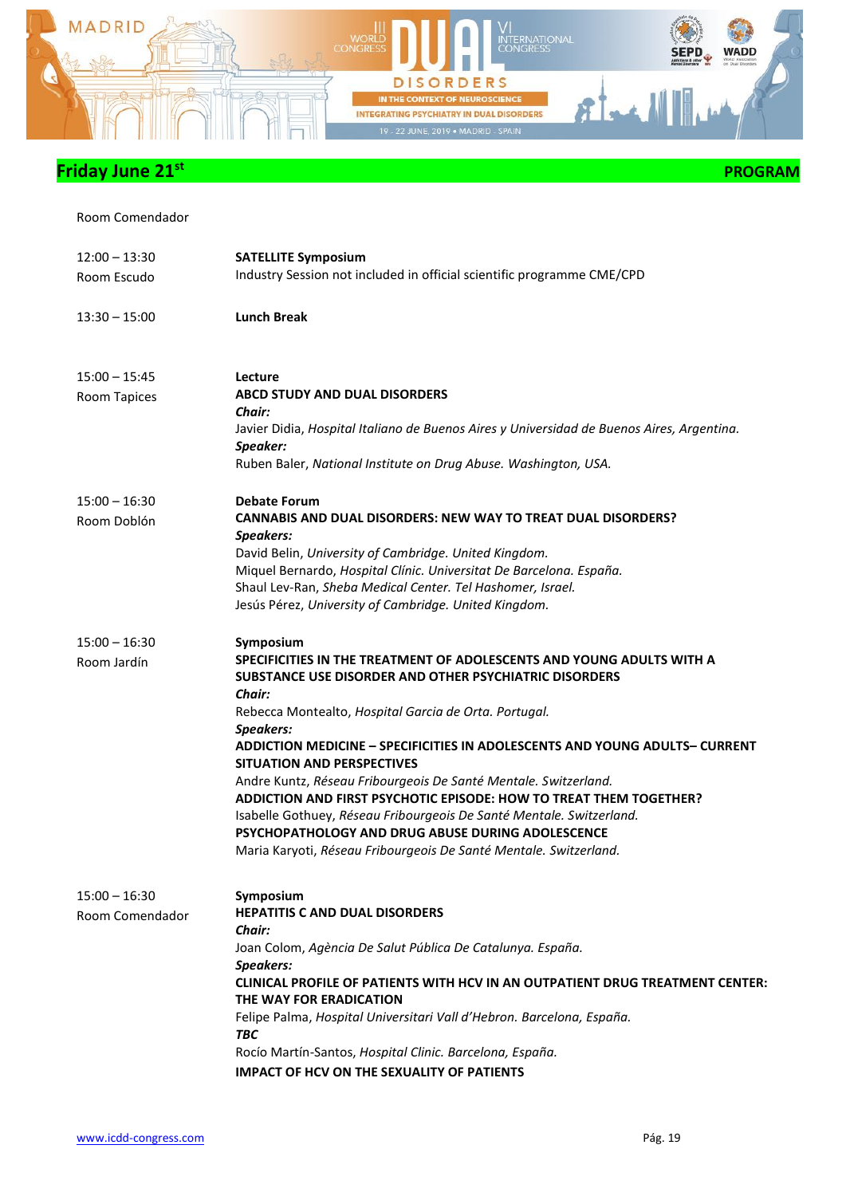## Friday June 21st — PROGRAM

Room Comendador

| | |
|---|---|
| 12:00 – 13:30<br>Room Escudo | **SATELLITE Symposium**<br>Industry Session not included in official scientific programme CME/CPD |
| 13:30 – 15:00 | **Lunch Break** |
| 15:00 – 15:45<br>Room Tapices | **Lecture**<br>**ABCD STUDY AND DUAL DISORDERS**<br>***Chair:***<br>Javier Didia, *Hospital Italiano de Buenos Aires y Universidad de Buenos Aires, Argentina.*<br>***Speaker:***<br>Ruben Baler, *National Institute on Drug Abuse. Washington, USA.* |
| 15:00 – 16:30<br>Room Doblón | **Debate Forum**<br>**CANNABIS AND DUAL DISORDERS: NEW WAY TO TREAT DUAL DISORDERS?**<br>***Speakers:***<br>David Belin, *University of Cambridge. United Kingdom.*<br>Miquel Bernardo, *Hospital Clínic. Universitat De Barcelona. España.*<br>Shaul Lev-Ran, *Sheba Medical Center. Tel Hashomer, Israel.*<br>Jesús Pérez, *University of Cambridge. United Kingdom.* |
| 15:00 – 16:30<br>Room Jardín | **Symposium**<br>**SPECIFICITIES IN THE TREATMENT OF ADOLESCENTS AND YOUNG ADULTS WITH A SUBSTANCE USE DISORDER AND OTHER PSYCHIATRIC DISORDERS**<br>***Chair:***<br>Rebecca Montealto, *Hospital Garcia de Orta. Portugal.*<br>***Speakers:***<br>**ADDICTION MEDICINE – SPECIFICITIES IN ADOLESCENTS AND YOUNG ADULTS– CURRENT SITUATION AND PERSPECTIVES**<br>Andre Kuntz, *Réseau Fribourgeois De Santé Mentale. Switzerland.*<br>**ADDICTION AND FIRST PSYCHOTIC EPISODE: HOW TO TREAT THEM TOGETHER?**<br>Isabelle Gothuey, *Réseau Fribourgeois De Santé Mentale. Switzerland.*<br>**PSYCHOPATHOLOGY AND DRUG ABUSE DURING ADOLESCENCE**<br>Maria Karyoti, *Réseau Fribourgeois De Santé Mentale. Switzerland.* |
| 15:00 – 16:30<br>Room Comendador | **Symposium**<br>**HEPATITIS C AND DUAL DISORDERS**<br>***Chair:***<br>Joan Colom, *Agència De Salut Pública De Catalunya. España.*<br>***Speakers:***<br>**CLINICAL PROFILE OF PATIENTS WITH HCV IN AN OUTPATIENT DRUG TREATMENT CENTER: THE WAY FOR ERADICATION**<br>Felipe Palma, *Hospital Universitari Vall d'Hebron. Barcelona, España.*<br>***TBC***<br>Rocío Martín-Santos, *Hospital Clinic. Barcelona, España.*<br>**IMPACT OF HCV ON THE SEXUALITY OF PATIENTS** |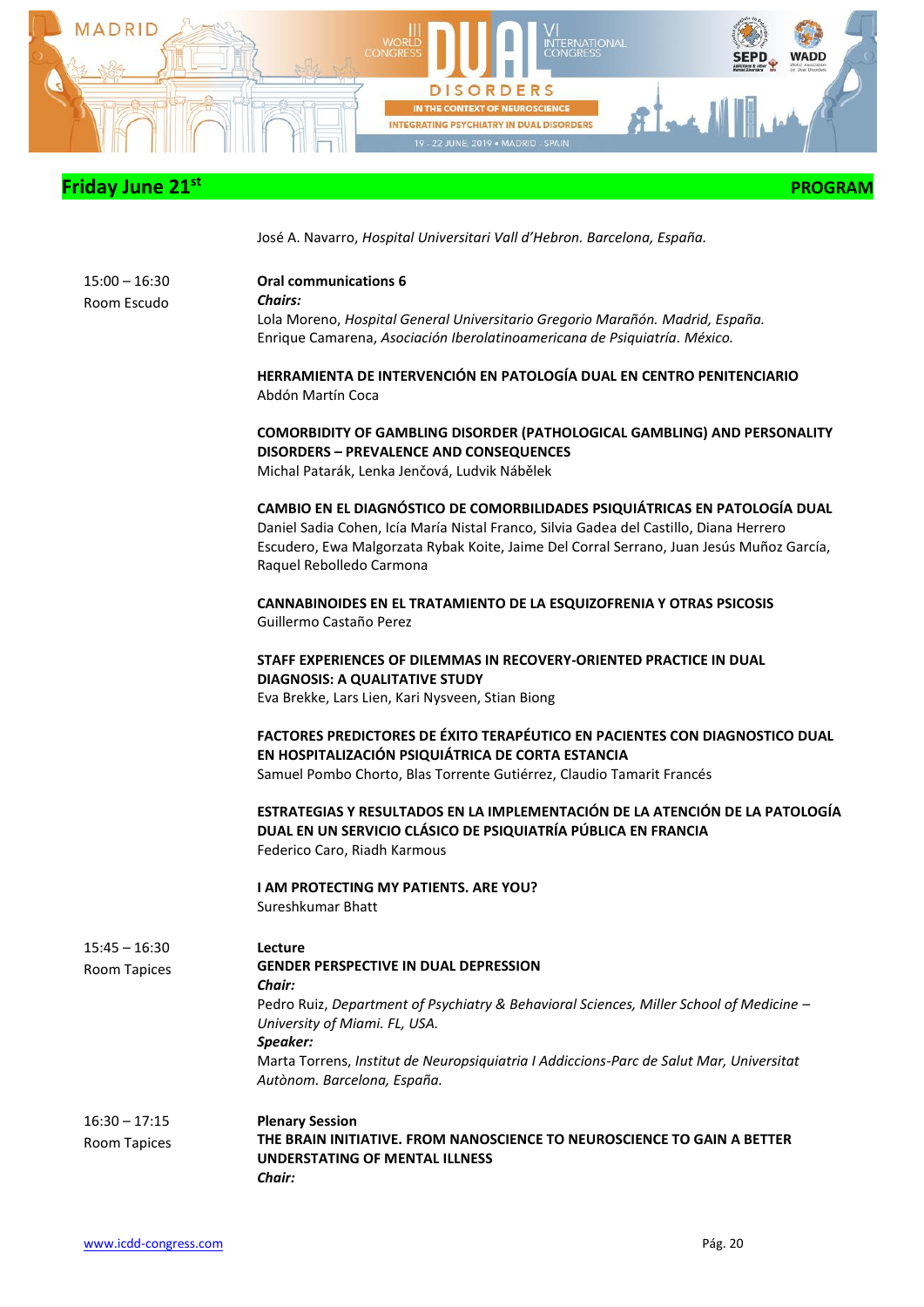**Friday June 21st** **PROGRAM**

José A. Navarro, *Hospital Universitari Vall d'Hebron. Barcelona, España.*

15:00 – 16:30
Room Escudo

**Oral communications 6**
***Chairs:***
Lola Moreno, *Hospital General Universitario Gregorio Marañón. Madrid, España.*
Enrique Camarena, *Asociación Iberolatinoamericana de Psiquiatría. México.*

**HERRAMIENTA DE INTERVENCIÓN EN PATOLOGÍA DUAL EN CENTRO PENITENCIARIO**
Abdón Martín Coca

**COMORBIDITY OF GAMBLING DISORDER (PATHOLOGICAL GAMBLING) AND PERSONALITY DISORDERS – PREVALENCE AND CONSEQUENCES**
Michal Patarák, Lenka Jenčová, Ludvik Nábělek

**CAMBIO EN EL DIAGNÓSTICO DE COMORBILIDADES PSIQUIÁTRICAS EN PATOLOGÍA DUAL**
Daniel Sadia Cohen, Icía María Nistal Franco, Silvia Gadea del Castillo, Diana Herrero Escudero, Ewa Malgorzata Rybak Koite, Jaime Del Corral Serrano, Juan Jesús Muñoz García, Raquel Rebolledo Carmona

**CANNABINOIDES EN EL TRATAMIENTO DE LA ESQUIZOFRENIA Y OTRAS PSICOSIS**
Guillermo Castaño Perez

**STAFF EXPERIENCES OF DILEMMAS IN RECOVERY-ORIENTED PRACTICE IN DUAL DIAGNOSIS: A QUALITATIVE STUDY**
Eva Brekke, Lars Lien, Kari Nysveen, Stian Biong

**FACTORES PREDICTORES DE ÉXITO TERAPÉUTICO EN PACIENTES CON DIAGNOSTICO DUAL EN HOSPITALIZACIÓN PSIQUIÁTRICA DE CORTA ESTANCIA**
Samuel Pombo Chorto, Blas Torrente Gutiérrez, Claudio Tamarit Francés

**ESTRATEGIAS Y RESULTADOS EN LA IMPLEMENTACIÓN DE LA ATENCIÓN DE LA PATOLOGÍA DUAL EN UN SERVICIO CLÁSICO DE PSIQUIATRÍA PÚBLICA EN FRANCIA**
Federico Caro, Riadh Karmous

**I AM PROTECTING MY PATIENTS. ARE YOU?**
Sureshkumar Bhatt

15:45 – 16:30
Room Tapices

**Lecture**
**GENDER PERSPECTIVE IN DUAL DEPRESSION**
***Chair:***
Pedro Ruiz, *Department of Psychiatry & Behavioral Sciences, Miller School of Medicine – University of Miami. FL, USA.*
***Speaker:***
Marta Torrens, *Institut de Neuropsiquiatria I Addiccions-Parc de Salut Mar, Universitat Autònom. Barcelona, España.*

16:30 – 17:15
Room Tapices

**Plenary Session**
**THE BRAIN INITIATIVE. FROM NANOSCIENCE TO NEUROSCIENCE TO GAIN A BETTER UNDERSTATING OF MENTAL ILLNESS**
***Chair:***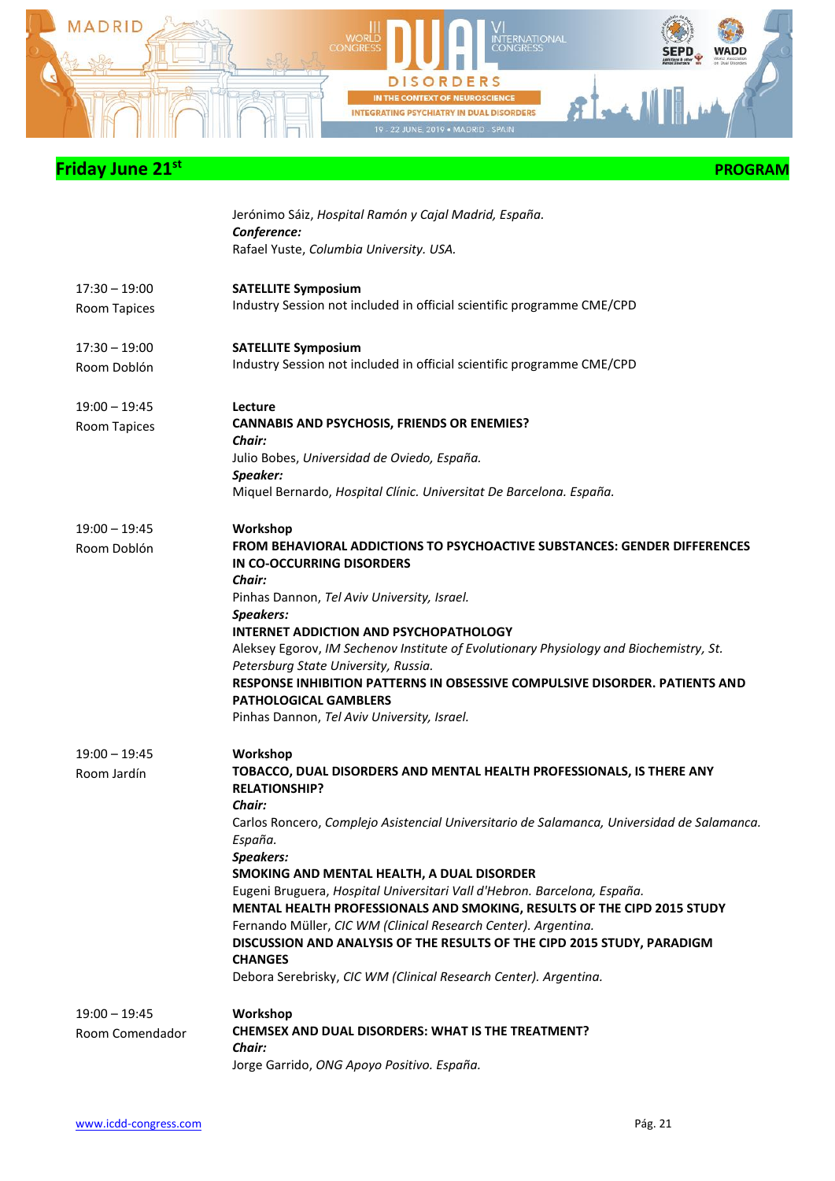## Friday June 21st — PROGRAM

Jerónimo Sáiz, *Hospital Ramón y Cajal Madrid, España.*
***Conference:***
Rafael Yuste, *Columbia University. USA.*

| | |
|---|---|
| 17:30 – 19:00<br>Room Tapices | **SATELLITE Symposium**<br>Industry Session not included in official scientific programme CME/CPD |
| 17:30 – 19:00<br>Room Doblón | **SATELLITE Symposium**<br>Industry Session not included in official scientific programme CME/CPD |
| 19:00 – 19:45<br>Room Tapices | **Lecture**<br>**CANNABIS AND PSYCHOSIS, FRIENDS OR ENEMIES?**<br>***Chair:***<br>Julio Bobes, *Universidad de Oviedo, España.*<br>***Speaker:***<br>Miquel Bernardo, *Hospital Clínic. Universitat De Barcelona. España.* |
| 19:00 – 19:45<br>Room Doblón | **Workshop**<br>**FROM BEHAVIORAL ADDICTIONS TO PSYCHOACTIVE SUBSTANCES: GENDER DIFFERENCES IN CO-OCCURRING DISORDERS**<br>***Chair:***<br>Pinhas Dannon, *Tel Aviv University, Israel.*<br>***Speakers:***<br>**INTERNET ADDICTION AND PSYCHOPATHOLOGY**<br>Aleksey Egorov, *IM Sechenov Institute of Evolutionary Physiology and Biochemistry, St. Petersburg State University, Russia.*<br>**RESPONSE INHIBITION PATTERNS IN OBSESSIVE COMPULSIVE DISORDER. PATIENTS AND PATHOLOGICAL GAMBLERS**<br>Pinhas Dannon, *Tel Aviv University, Israel.* |
| 19:00 – 19:45<br>Room Jardín | **Workshop**<br>**TOBACCO, DUAL DISORDERS AND MENTAL HEALTH PROFESSIONALS, IS THERE ANY RELATIONSHIP?**<br>***Chair:***<br>Carlos Roncero, *Complejo Asistencial Universitario de Salamanca, Universidad de Salamanca. España.*<br>***Speakers:***<br>**SMOKING AND MENTAL HEALTH, A DUAL DISORDER**<br>Eugeni Bruguera, *Hospital Universitari Vall d'Hebron. Barcelona, España.*<br>**MENTAL HEALTH PROFESSIONALS AND SMOKING, RESULTS OF THE CIPD 2015 STUDY**<br>Fernando Müller, *CIC WM (Clinical Research Center). Argentina.*<br>**DISCUSSION AND ANALYSIS OF THE RESULTS OF THE CIPD 2015 STUDY, PARADIGM CHANGES**<br>Debora Serebrisky, *CIC WM (Clinical Research Center). Argentina.* |
| 19:00 – 19:45<br>Room Comendador | **Workshop**<br>**CHEMSEX AND DUAL DISORDERS: WHAT IS THE TREATMENT?**<br>***Chair:***<br>Jorge Garrido, *ONG Apoyo Positivo. España.* |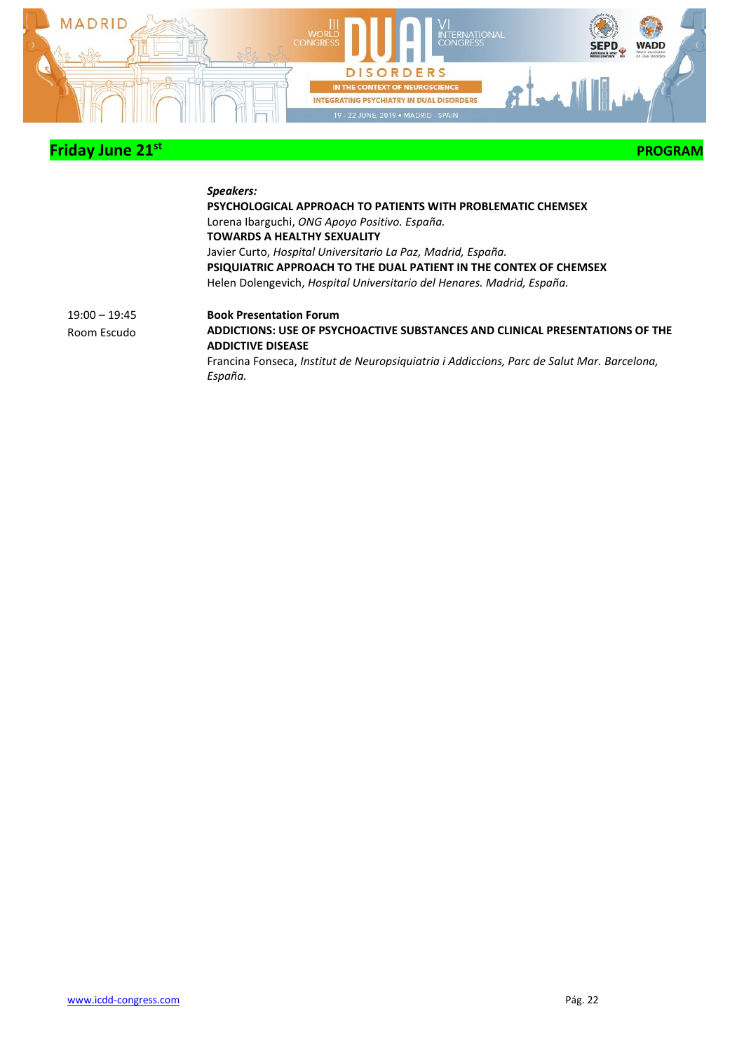## Friday June 21st **PROGRAM**

***Speakers:***

**PSYCHOLOGICAL APPROACH TO PATIENTS WITH PROBLEMATIC CHEMSEX**
Lorena Ibarguchi, *ONG Apoyo Positivo. España.*

**TOWARDS A HEALTHY SEXUALITY**
Javier Curto, *Hospital Universitario La Paz, Madrid, España.*

**PSIQUIATRIC APPROACH TO THE DUAL PATIENT IN THE CONTEX OF CHEMSEX**
Helen Dolengevich, *Hospital Universitario del Henares. Madrid, España.*

19:00 – 19:45
Room Escudo

**Book Presentation Forum**

**ADDICTIONS: USE OF PSYCHOACTIVE SUBSTANCES AND CLINICAL PRESENTATIONS OF THE ADDICTIVE DISEASE**
Francina Fonseca, *Institut de Neuropsiquiatria i Addiccions, Parc de Salut Mar. Barcelona, España.*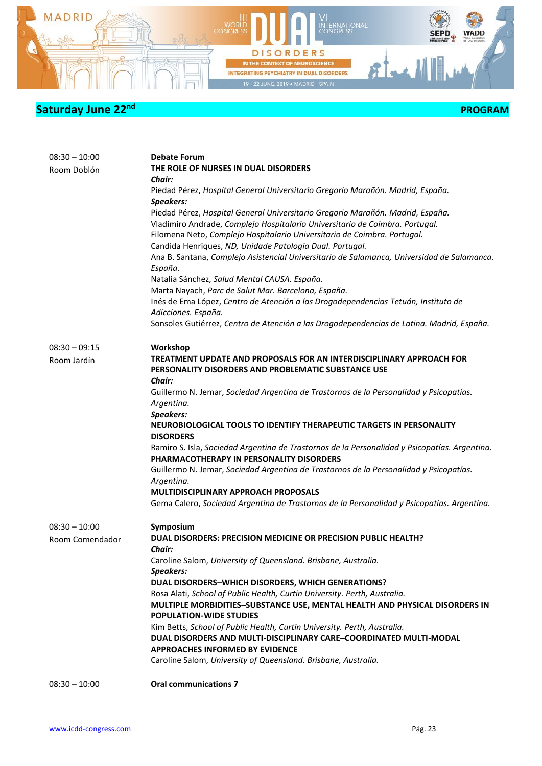## Saturday June 22nd — PROGRAM

**08:30 – 10:00**
Room Doblón

**Debate Forum**
**THE ROLE OF NURSES IN DUAL DISORDERS**
***Chair:***
Piedad Pérez, *Hospital General Universitario Gregorio Marañón. Madrid, España.*
***Speakers:***
Piedad Pérez, *Hospital General Universitario Gregorio Marañón. Madrid, España.*
Vladimiro Andrade, *Complejo Hospitalario Universitario de Coimbra. Portugal.*
Filomena Neto, *Complejo Hospitalario Universitario de Coimbra. Portugal.*
Candida Henriques, *ND, Unidade Patologia Dual. Portugal.*
Ana B. Santana, *Complejo Asistencial Universitario de Salamanca, Universidad de Salamanca. España.*
Natalia Sánchez, *Salud Mental CAUSA. España.*
Marta Nayach, *Parc de Salut Mar. Barcelona, España.*
Inés de Ema López, *Centro de Atención a las Drogodependencias Tetuán, Instituto de Adicciones. España.*
Sonsoles Gutiérrez, *Centro de Atención a las Drogodependencias de Latina. Madrid, España.*

**08:30 – 09:15**
Room Jardín

**Workshop**
**TREATMENT UPDATE AND PROPOSALS FOR AN INTERDISCIPLINARY APPROACH FOR PERSONALITY DISORDERS AND PROBLEMATIC SUBSTANCE USE**
***Chair:***
Guillermo N. Jemar, *Sociedad Argentina de Trastornos de la Personalidad y Psicopatías. Argentina.*
***Speakers:***
**NEUROBIOLOGICAL TOOLS TO IDENTIFY THERAPEUTIC TARGETS IN PERSONALITY DISORDERS**
Ramiro S. Isla, *Sociedad Argentina de Trastornos de la Personalidad y Psicopatías. Argentina.*
**PHARMACOTHERAPY IN PERSONALITY DISORDERS**
Guillermo N. Jemar, *Sociedad Argentina de Trastornos de la Personalidad y Psicopatías. Argentina.*
**MULTIDISCIPLINARY APPROACH PROPOSALS**
Gema Calero, *Sociedad Argentina de Trastornos de la Personalidad y Psicopatías. Argentina.*

**08:30 – 10:00**
Room Comendador

**Symposium**
**DUAL DISORDERS: PRECISION MEDICINE OR PRECISION PUBLIC HEALTH?**
***Chair:***
Caroline Salom, *University of Queensland. Brisbane, Australia.*
***Speakers:***
**DUAL DISORDERS–WHICH DISORDERS, WHICH GENERATIONS?**
Rosa Alati, *School of Public Health, Curtin University. Perth, Australia.*
**MULTIPLE MORBIDITIES–SUBSTANCE USE, MENTAL HEALTH AND PHYSICAL DISORDERS IN POPULATION-WIDE STUDIES**
Kim Betts, *School of Public Health, Curtin University. Perth, Australia.*
**DUAL DISORDERS AND MULTI-DISCIPLINARY CARE–COORDINATED MULTI-MODAL APPROACHES INFORMED BY EVIDENCE**
Caroline Salom, *University of Queensland. Brisbane, Australia.*

**08:30 – 10:00**

**Oral communications 7**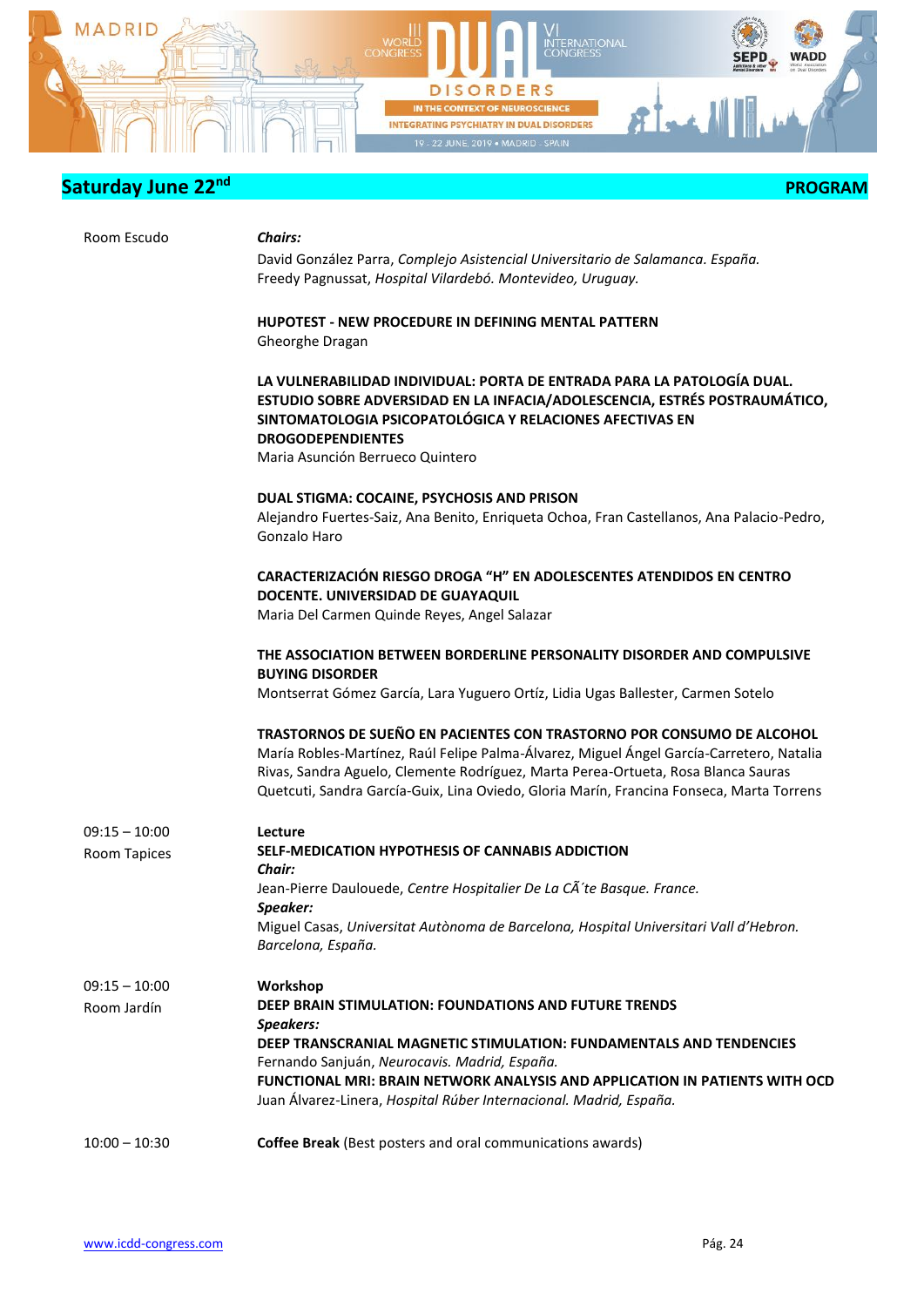## Saturday June 22nd — PROGRAM

Room Escudo

***Chairs:***
David González Parra, *Complejo Asistencial Universitario de Salamanca. España.*
Freedy Pagnussat, *Hospital Vilardebó. Montevideo, Uruguay.*

**HUPOTEST - NEW PROCEDURE IN DEFINING MENTAL PATTERN**
Gheorghe Dragan

**LA VULNERABILIDAD INDIVIDUAL: PORTA DE ENTRADA PARA LA PATOLOGÍA DUAL. ESTUDIO SOBRE ADVERSIDAD EN LA INFACIA/ADOLESCENCIA, ESTRÉS POSTRAUMÁTICO, SINTOMATOLOGIA PSICOPATOLÓGICA Y RELACIONES AFECTIVAS EN DROGODEPENDIENTES**
Maria Asunción Berrueco Quintero

**DUAL STIGMA: COCAINE, PSYCHOSIS AND PRISON**
Alejandro Fuertes-Saiz, Ana Benito, Enriqueta Ochoa, Fran Castellanos, Ana Palacio-Pedro, Gonzalo Haro

**CARACTERIZACIÓN RIESGO DROGA "H" EN ADOLESCENTES ATENDIDOS EN CENTRO DOCENTE. UNIVERSIDAD DE GUAYAQUIL**
Maria Del Carmen Quinde Reyes, Angel Salazar

**THE ASSOCIATION BETWEEN BORDERLINE PERSONALITY DISORDER AND COMPULSIVE BUYING DISORDER**
Montserrat Gómez García, Lara Yuguero Ortíz, Lidia Ugas Ballester, Carmen Sotelo

**TRASTORNOS DE SUEÑO EN PACIENTES CON TRASTORNO POR CONSUMO DE ALCOHOL**
María Robles-Martínez, Raúl Felipe Palma-Álvarez, Miguel Ángel García-Carretero, Natalia Rivas, Sandra Aguelo, Clemente Rodríguez, Marta Perea-Ortueta, Rosa Blanca Sauras Quetcuti, Sandra García-Guix, Lina Oviedo, Gloria Marín, Francina Fonseca, Marta Torrens

09:15 – 10:00
Room Tapices

**Lecture**
**SELF-MEDICATION HYPOTHESIS OF CANNABIS ADDICTION**
***Chair:***
Jean-Pierre Daulouede, *Centre Hospitalier De La CÃ´te Basque. France.*
***Speaker:***
Miguel Casas, *Universitat Autònoma de Barcelona, Hospital Universitari Vall d'Hebron. Barcelona, España.*

09:15 – 10:00
Room Jardín

**Workshop**
**DEEP BRAIN STIMULATION: FOUNDATIONS AND FUTURE TRENDS**
***Speakers:***
**DEEP TRANSCRANIAL MAGNETIC STIMULATION: FUNDAMENTALS AND TENDENCIES**
Fernando Sanjuán, *Neurocavis. Madrid, España.*
**FUNCTIONAL MRI: BRAIN NETWORK ANALYSIS AND APPLICATION IN PATIENTS WITH OCD**
Juan Álvarez-Linera, *Hospital Rúber Internacional. Madrid, España.*

10:00 – 10:30

**Coffee Break** (Best posters and oral communications awards)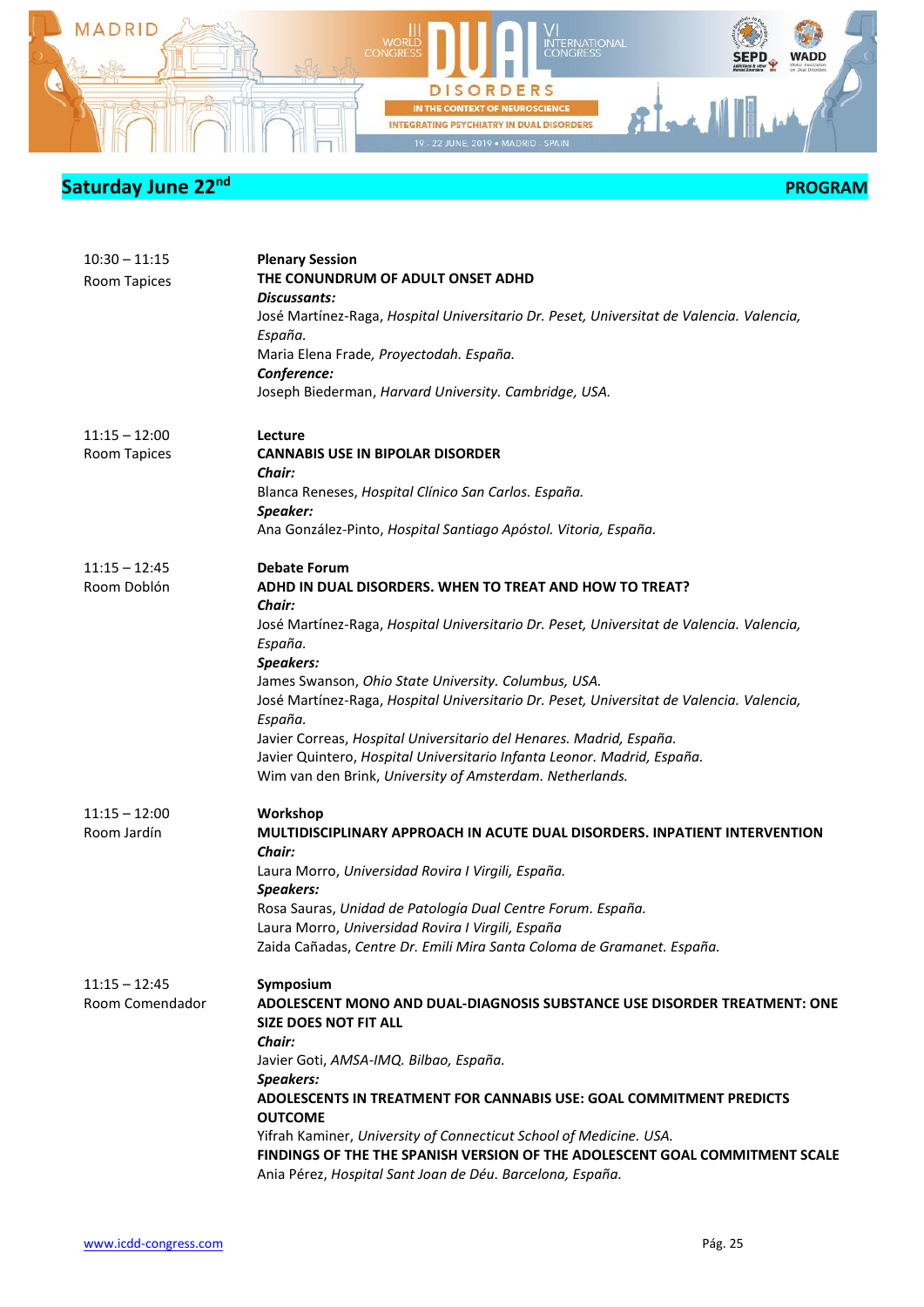## Saturday June 22nd — PROGRAM

**10:30 – 11:15**
Room Tapices

**Plenary Session**
**THE CONUNDRUM OF ADULT ONSET ADHD**
***Discussants:***
José Martínez-Raga, *Hospital Universitario Dr. Peset, Universitat de Valencia. Valencia, España.*
Maria Elena Frade*, Proyectodah. España.*
***Conference:***
Joseph Biederman, *Harvard University. Cambridge, USA.*

**11:15 – 12:00**
Room Tapices

**Lecture**
**CANNABIS USE IN BIPOLAR DISORDER**
***Chair:***
Blanca Reneses, *Hospital Clínico San Carlos. España.*
***Speaker:***
Ana González-Pinto, *Hospital Santiago Apóstol. Vitoria, España.*

**11:15 – 12:45**
Room Doblón

**Debate Forum**
**ADHD IN DUAL DISORDERS. WHEN TO TREAT AND HOW TO TREAT?**
***Chair:***
José Martínez-Raga, *Hospital Universitario Dr. Peset, Universitat de Valencia. Valencia, España.*
***Speakers:***
James Swanson, *Ohio State University. Columbus, USA.*
José Martínez-Raga, *Hospital Universitario Dr. Peset, Universitat de Valencia. Valencia, España.*
Javier Correas, *Hospital Universitario del Henares. Madrid, España.*
Javier Quintero, *Hospital Universitario Infanta Leonor. Madrid, España.*
Wim van den Brink, *University of Amsterdam. Netherlands.*

**11:15 – 12:00**
Room Jardín

**Workshop**
**MULTIDISCIPLINARY APPROACH IN ACUTE DUAL DISORDERS. INPATIENT INTERVENTION**
***Chair:***
Laura Morro, *Universidad Rovira I Virgili, España.*
***Speakers:***
Rosa Sauras, *Unidad de Patología Dual Centre Forum. España.*
Laura Morro, *Universidad Rovira I Virgili, España*
Zaida Cañadas, *Centre Dr. Emili Mira Santa Coloma de Gramanet. España.*

**11:15 – 12:45**
Room Comendador

**Symposium**
**ADOLESCENT MONO AND DUAL-DIAGNOSIS SUBSTANCE USE DISORDER TREATMENT: ONE SIZE DOES NOT FIT ALL**
***Chair:***
Javier Goti, *AMSA-IMQ. Bilbao, España.*
***Speakers:***
**ADOLESCENTS IN TREATMENT FOR CANNABIS USE: GOAL COMMITMENT PREDICTS OUTCOME**
Yifrah Kaminer, *University of Connecticut School of Medicine. USA.*
**FINDINGS OF THE THE SPANISH VERSION OF THE ADOLESCENT GOAL COMMITMENT SCALE**
Ania Pérez, *Hospital Sant Joan de Déu. Barcelona, España.*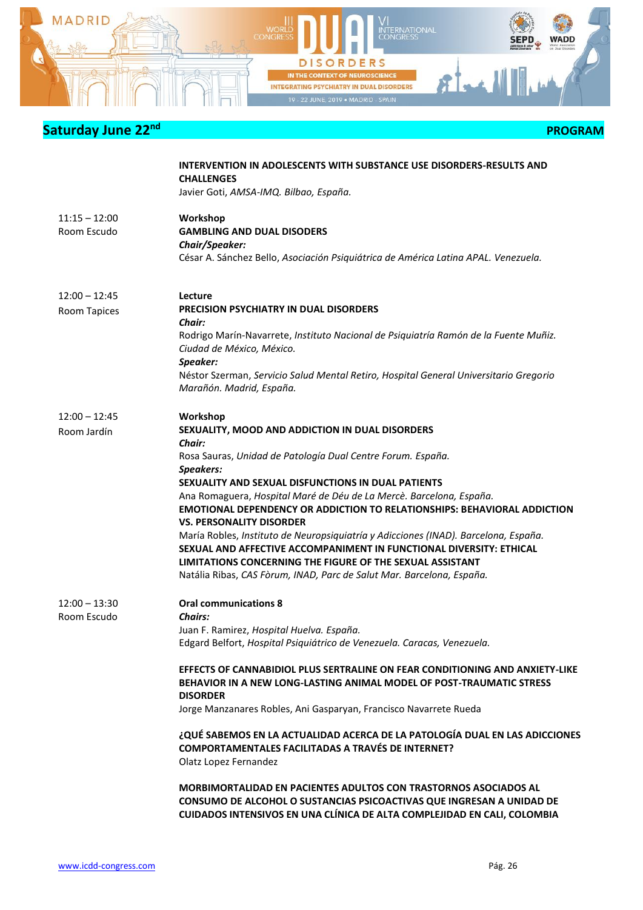## Saturday June 22nd — PROGRAM

**INTERVENTION IN ADOLESCENTS WITH SUBSTANCE USE DISORDERS-RESULTS AND CHALLENGES**
Javier Goti, *AMSA-IMQ. Bilbao, España.*

**11:15 – 12:00**
**Room Escudo**

**Workshop**
**GAMBLING AND DUAL DISODERS**
***Chair/Speaker:***
César A. Sánchez Bello, *Asociación Psiquiátrica de América Latina APAL. Venezuela.*

**12:00 – 12:45**
**Room Tapices**

**Lecture**
**PRECISION PSYCHIATRY IN DUAL DISORDERS**
***Chair:***
Rodrigo Marín-Navarrete, *Instituto Nacional de Psiquiatría Ramón de la Fuente Muñiz. Ciudad de México, México.*
***Speaker:***
Néstor Szerman, *Servicio Salud Mental Retiro, Hospital General Universitario Gregorio Marañón. Madrid, España.*

**12:00 – 12:45**
**Room Jardín**

**Workshop**
**SEXUALITY, MOOD AND ADDICTION IN DUAL DISORDERS**
***Chair:***
Rosa Sauras, *Unidad de Patología Dual Centre Forum. España.*
***Speakers:***
**SEXUALITY AND SEXUAL DISFUNCTIONS IN DUAL PATIENTS**
Ana Romaguera, *Hospital Maré de Déu de La Mercè. Barcelona, España.*
**EMOTIONAL DEPENDENCY OR ADDICTION TO RELATIONSHIPS: BEHAVIORAL ADDICTION VS. PERSONALITY DISORDER**
María Robles, *Instituto de Neuropsiquiatría y Adicciones (INAD). Barcelona, España.*
**SEXUAL AND AFFECTIVE ACCOMPANIMENT IN FUNCTIONAL DIVERSITY: ETHICAL LIMITATIONS CONCERNING THE FIGURE OF THE SEXUAL ASSISTANT**
Natália Ribas, *CAS Fòrum, INAD, Parc de Salut Mar. Barcelona, España.*

**12:00 – 13:30**
**Room Escudo**

**Oral communications 8**
***Chairs:***
Juan F. Ramirez, *Hospital Huelva. España.*
Edgard Belfort, *Hospital Psiquiátrico de Venezuela. Caracas, Venezuela.*

**EFFECTS OF CANNABIDIOL PLUS SERTRALINE ON FEAR CONDITIONING AND ANXIETY-LIKE BEHAVIOR IN A NEW LONG-LASTING ANIMAL MODEL OF POST-TRAUMATIC STRESS DISORDER**
Jorge Manzanares Robles, Ani Gasparyan, Francisco Navarrete Rueda

**¿QUÉ SABEMOS EN LA ACTUALIDAD ACERCA DE LA PATOLOGÍA DUAL EN LAS ADICCIONES COMPORTAMENTALES FACILITADAS A TRAVÉS DE INTERNET?**
Olatz Lopez Fernandez

**MORBIMORTALIDAD EN PACIENTES ADULTOS CON TRASTORNOS ASOCIADOS AL CONSUMO DE ALCOHOL O SUSTANCIAS PSICOACTIVAS QUE INGRESAN A UNIDAD DE CUIDADOS INTENSIVOS EN UNA CLÍNICA DE ALTA COMPLEJIDAD EN CALI, COLOMBIA**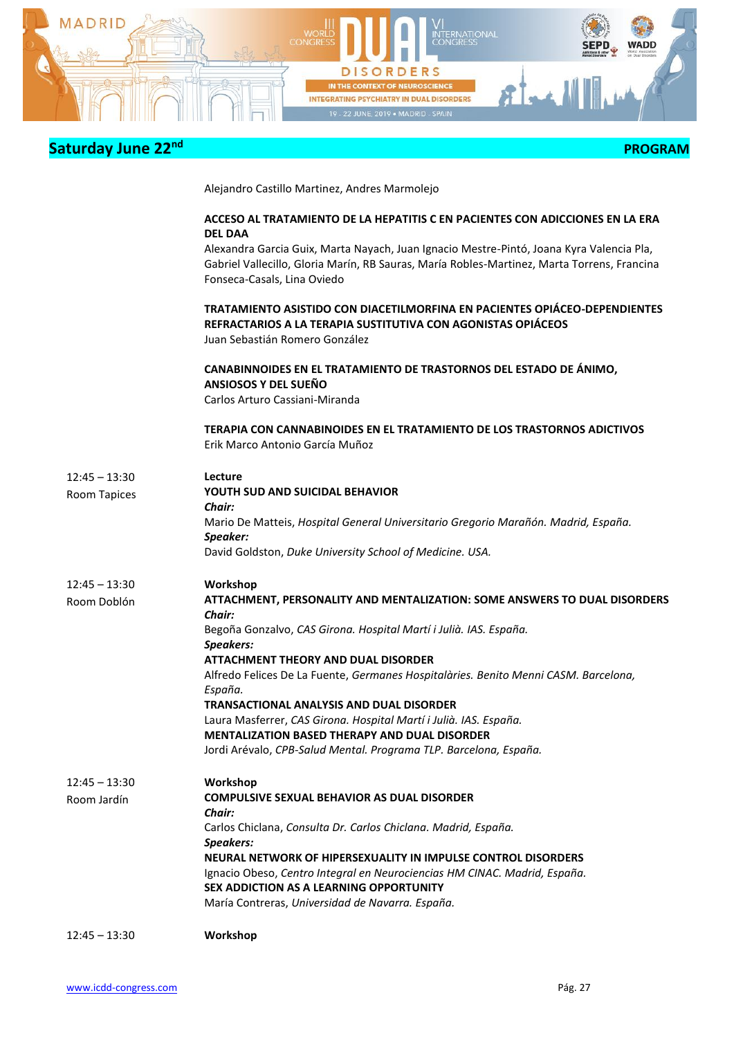## Saturday June 22nd — PROGRAM

Alejandro Castillo Martinez, Andres Marmolejo

**ACCESO AL TRATAMIENTO DE LA HEPATITIS C EN PACIENTES CON ADICCIONES EN LA ERA DEL DAA**
Alexandra Garcia Guix, Marta Nayach, Juan Ignacio Mestre-Pintó, Joana Kyra Valencia Pla, Gabriel Vallecillo, Gloria Marín, RB Sauras, María Robles-Martinez, Marta Torrens, Francina Fonseca-Casals, Lina Oviedo

**TRATAMIENTO ASISTIDO CON DIACETILMORFINA EN PACIENTES OPIÁCEO-DEPENDIENTES REFRACTARIOS A LA TERAPIA SUSTITUTIVA CON AGONISTAS OPIÁCEOS**
Juan Sebastián Romero González

**CANABINNOIDES EN EL TRATAMIENTO DE TRASTORNOS DEL ESTADO DE ÁNIMO, ANSIOSOS Y DEL SUEÑO**
Carlos Arturo Cassiani-Miranda

**TERAPIA CON CANNABINOIDES EN EL TRATAMIENTO DE LOS TRASTORNOS ADICTIVOS**
Erik Marco Antonio García Muñoz

12:45 – 13:30
Room Tapices

**Lecture**
**YOUTH SUD AND SUICIDAL BEHAVIOR**
***Chair:***
Mario De Matteis, *Hospital General Universitario Gregorio Marañón. Madrid, España.*
***Speaker:***
David Goldston, *Duke University School of Medicine. USA.*

12:45 – 13:30
Room Doblón

**Workshop**
**ATTACHMENT, PERSONALITY AND MENTALIZATION: SOME ANSWERS TO DUAL DISORDERS**
***Chair:***
Begoña Gonzalvo, *CAS Girona. Hospital Martí i Julià. IAS. España.*
***Speakers:***
**ATTACHMENT THEORY AND DUAL DISORDER**
Alfredo Felices De La Fuente, *Germanes Hospitalàries. Benito Menni CASM. Barcelona, España.*
**TRANSACTIONAL ANALYSIS AND DUAL DISORDER**
Laura Masferrer, *CAS Girona. Hospital Martí i Julià. IAS. España.*
**MENTALIZATION BASED THERAPY AND DUAL DISORDER**
Jordi Arévalo, *CPB-Salud Mental. Programa TLP. Barcelona, España.*

12:45 – 13:30
Room Jardín

**Workshop**
**COMPULSIVE SEXUAL BEHAVIOR AS DUAL DISORDER**
***Chair:***
Carlos Chiclana, *Consulta Dr. Carlos Chiclana. Madrid, España.*
***Speakers:***
**NEURAL NETWORK OF HIPERSEXUALITY IN IMPULSE CONTROL DISORDERS**
Ignacio Obeso, *Centro Integral en Neurociencias HM CINAC. Madrid, España.*
**SEX ADDICTION AS A LEARNING OPPORTUNITY**
María Contreras, *Universidad de Navarra. España.*

12:45 – 13:30

**Workshop**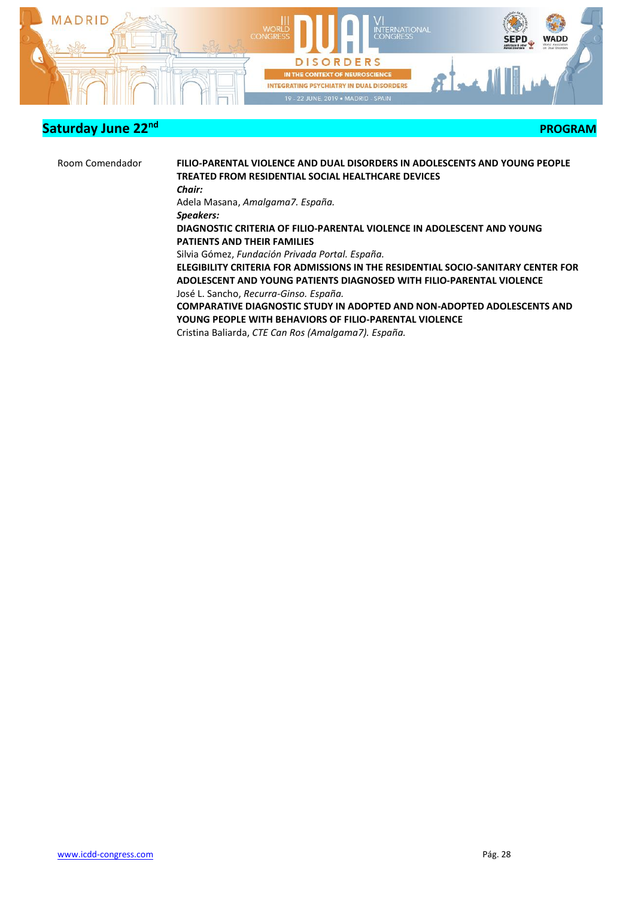## Saturday June 22nd — PROGRAM

Room Comendador

**FILIO-PARENTAL VIOLENCE AND DUAL DISORDERS IN ADOLESCENTS AND YOUNG PEOPLE TREATED FROM RESIDENTIAL SOCIAL HEALTHCARE DEVICES**

***Chair:***

Adela Masana, *Amalgama7. España.*

***Speakers:***

**DIAGNOSTIC CRITERIA OF FILIO-PARENTAL VIOLENCE IN ADOLESCENT AND YOUNG PATIENTS AND THEIR FAMILIES**

Silvia Gómez, *Fundación Privada Portal. España.*

**ELEGIBILITY CRITERIA FOR ADMISSIONS IN THE RESIDENTIAL SOCIO-SANITARY CENTER FOR ADOLESCENT AND YOUNG PATIENTS DIAGNOSED WITH FILIO-PARENTAL VIOLENCE**

José L. Sancho, *Recurra-Ginso. España.*

**COMPARATIVE DIAGNOSTIC STUDY IN ADOPTED AND NON-ADOPTED ADOLESCENTS AND YOUNG PEOPLE WITH BEHAVIORS OF FILIO-PARENTAL VIOLENCE**

Cristina Baliarda, *CTE Can Ros (Amalgama7). España.*